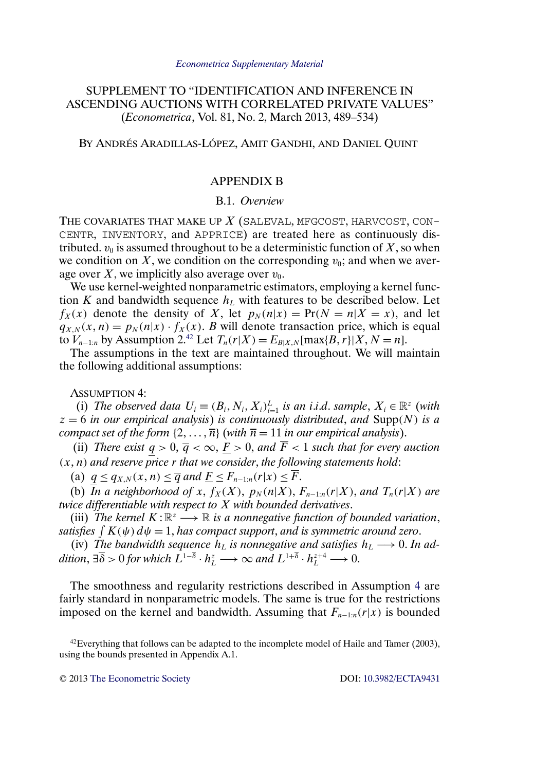*Econometrica Supplementary Material*

# SUPPLEMENT TO "IDENTIFICATION AND INFERENCE IN ASCENDING AUCTIONS WITH CORRELATED PRIVATE VALUES" (*Econometrica*, Vol. 81, No. 2, March 2013, 489–534)

BY ANDRÉS ARADILLAS-LÓPEZ, AMIT GANDHI, AND DANIEL QUINT

## APPENDIX B

### B.1. *Overview*

THE COVARIATES THAT MAKE UP $X$ (SALEVAL, MFGCOST, HARVCOST, CONCENTR, INVENTORY, and APPRICE) are treated here as continuously distributed. $v_0$ is assumed throughout to be a deterministic function of $X$, so when we condition on $X$, we condition on the corresponding $v_0$; and when we average over $X$, we implicitly also average over $v_0$.

We use kernel-weighted nonparametric estimators, employing a kernel function $K$ and bandwidth sequence $h_L$ with features to be described below. Let $f_X(x)$ denote the density of $X$, let $p_N(n|x) = \Pr(N = n|X = x)$, and let $q_{X,N}(x, n) = p_N(n|x) \cdot f_X(x)$. $B$ will denote transaction price, which is equal to $V_{n-1:n}$ by Assumption 2.[42] Let $T_n(r|X) = E_{B|X,N}[\max\{B, r\}|X, N = n]$.

The assumptions in the text are maintained throughout. We will maintain the following additional assumptions:

ASSUMPTION 4:

(i) *The observed data* $U_i \equiv (B_i, N_i, X_i)_{i=1}^L$ *is an i.i.d. sample*, $X_i \in \mathbb{R}^z$ (*with* $z = 6$ *in our empirical analysis*) *is continuously distributed*, *and* $\text{Supp}(N)$ *is a compact set of the form* $\{2, \ldots, \overline{n}\}$ (*with* $\overline{n} = 11$ *in our empirical analysis*).

(ii) *There exist* $\underline{q} > 0$, $\overline{q} < \infty$, $\underline{F} > 0$, *and* $\overline{F} < 1$ *such that for every auction* $(x, n)$ *and reserve price* $r$ *that we consider*, *the following statements hold*:

(a) $\underline{q} \leq q_{X,N}(x, n) \leq \overline{q}$ *and* $\underline{F} \leq F_{n-1:n}(r|x) \leq \overline{F}$.

(b) *In a neighborhood of* $x$, $f_X(X)$, $p_N(n|X)$, $F_{n-1:n}(r|X)$, *and* $T_n(r|X)$ *are twice differentiable with respect to* $X$ *with bounded derivatives*.

(iii) *The kernel* $K : \mathbb{R}^z \longrightarrow \mathbb{R}$ *is a nonnegative function of bounded variation*, *satisfies* $\int K(\psi)\, d\psi = 1$, *has compact support*, *and is symmetric around zero*.

(iv) *The bandwidth sequence* $h_L$ *is nonnegative and satisfies* $h_L \longrightarrow 0$. *In addition*, $\exists \overline{\delta} > 0$ *for which* $L^{1-\overline{\delta}} \cdot h_L^z \longrightarrow \infty$ *and* $L^{1+\overline{\delta}} \cdot h_L^{z+4} \longrightarrow 0$.

The smoothness and regularity restrictions described in Assumption 4 are fairly standard in nonparametric models. The same is true for the restrictions imposed on the kernel and bandwidth. Assuming that $F_{n-1:n}(r|x)$ is bounded

[42] Everything that follows can be adapted to the incomplete model of Haile and Tamer (2003), using the bounds presented in Appendix A.1.

© 2013 The Econometric Society DOI: 10.3982/ECTA9431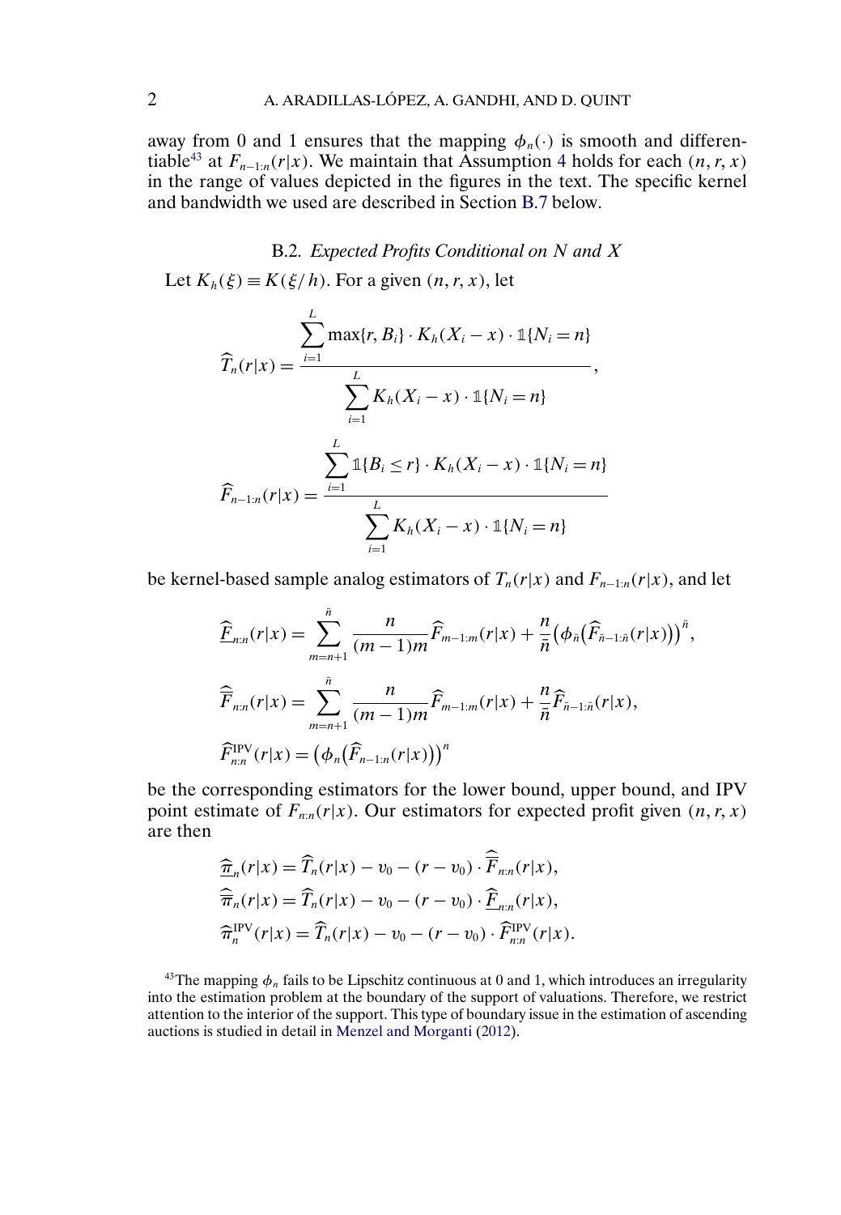away from 0 and 1 ensures that the mapping $\phi_n(\cdot)$ is smooth and differentiable[43] at $F_{n-1:n}(r|x)$. We maintain that Assumption 4 holds for each $(n, r, x)$ in the range of values depicted in the figures in the text. The specific kernel and bandwidth we used are described in Section B.7 below.

### B.2. *Expected Profits Conditional on N and X*

Let $K_h(\xi) \equiv K(\xi/h)$. For a given $(n, r, x)$, let

$$\widehat{T}_n(r|x) = \frac{\displaystyle\sum_{i=1}^{L} \max\{r, B_i\} \cdot K_h(X_i - x) \cdot \mathbb{1}\{N_i = n\}}{\displaystyle\sum_{i=1}^{L} K_h(X_i - x) \cdot \mathbb{1}\{N_i = n\}},$$

$$\widehat{F}_{n-1:n}(r|x) = \frac{\displaystyle\sum_{i=1}^{L} \mathbb{1}\{B_i \le r\} \cdot K_h(X_i - x) \cdot \mathbb{1}\{N_i = n\}}{\displaystyle\sum_{i=1}^{L} K_h(X_i - x) \cdot \mathbb{1}\{N_i = n\}}$$

be kernel-based sample analog estimators of $T_n(r|x)$ and $F_{n-1:n}(r|x)$, and let

$$\widehat{\underline{F}}_{n:n}(r|x) = \sum_{m=n+1}^{\bar{n}} \frac{n}{(m-1)m} \widehat{F}_{m-1:m}(r|x) + \frac{n}{\bar{n}} \big(\phi_{\bar{n}}\big(\widehat{F}_{\bar{n}-1:\bar{n}}(r|x)\big)\big)^{\bar{n}},$$

$$\widehat{\overline{F}}_{n:n}(r|x) = \sum_{m=n+1}^{\bar{n}} \frac{n}{(m-1)m} \widehat{F}_{m-1:m}(r|x) + \frac{n}{\bar{n}} \widehat{F}_{\bar{n}-1:\bar{n}}(r|x),$$

$$\widehat{F}^{\mathrm{IPV}}_{n:n}(r|x) = \big(\phi_n\big(\widehat{F}_{n-1:n}(r|x)\big)\big)^n$$

be the corresponding estimators for the lower bound, upper bound, and IPV point estimate of $F_{n:n}(r|x)$. Our estimators for expected profit given $(n, r, x)$ are then

$$\widehat{\underline{\pi}}_n(r|x) = \widehat{T}_n(r|x) - v_0 - (r - v_0) \cdot \widehat{\overline{F}}_{n:n}(r|x),$$

$$\widehat{\overline{\pi}}_n(r|x) = \widehat{T}_n(r|x) - v_0 - (r - v_0) \cdot \widehat{\underline{F}}_{n:n}(r|x),$$

$$\widehat{\pi}^{\mathrm{IPV}}_n(r|x) = \widehat{T}_n(r|x) - v_0 - (r - v_0) \cdot \widehat{F}^{\mathrm{IPV}}_{n:n}(r|x).$$

[43]The mapping $\phi_n$ fails to be Lipschitz continuous at 0 and 1, which introduces an irregularity into the estimation problem at the boundary of the support of valuations. Therefore, we restrict attention to the interior of the support. This type of boundary issue in the estimation of ascending auctions is studied in detail in Menzel and Morganti (2012).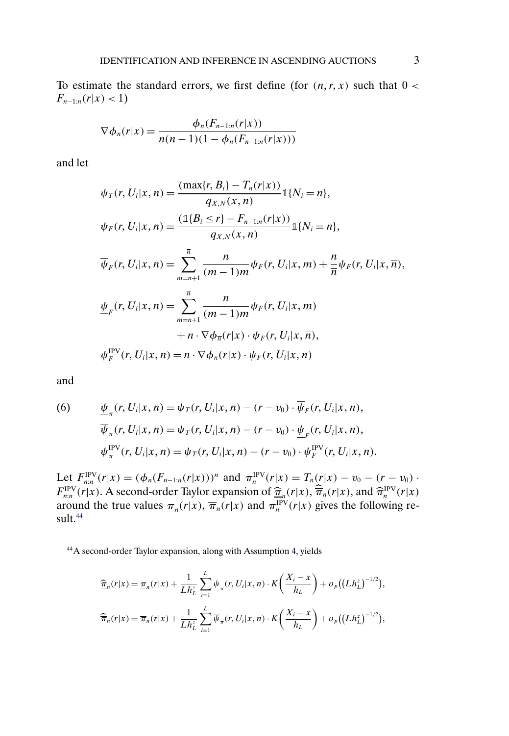To estimate the standard errors, we first define (for $(n, r, x)$ such that $0 < F_{n-1:n}(r|x) < 1$)

$$\nabla \phi_n(r|x) = \frac{\phi_n(F_{n-1:n}(r|x))}{n(n-1)(1-\phi_n(F_{n-1:n}(r|x)))}$$

and let

$$\psi_T(r, U_i|x, n) = \frac{(\max\{r, B_i\} - T_n(r|x))}{q_{X,N}(x, n)} \mathbb{1}\{N_i = n\},$$

$$\psi_F(r, U_i|x, n) = \frac{(\mathbb{1}\{B_i \leq r\} - F_{n-1:n}(r|x))}{q_{X,N}(x, n)} \mathbb{1}\{N_i = n\},$$

$$\overline{\psi}_F(r, U_i|x, n) = \sum_{m=n+1}^{\overline{n}} \frac{n}{(m-1)m} \psi_F(r, U_i|x, m) + \frac{n}{\overline{n}} \psi_F(r, U_i|x, \overline{n}),$$

$$\underline{\psi}_F(r, U_i|x, n) = \sum_{m=n+1}^{\overline{n}} \frac{n}{(m-1)m} \psi_F(r, U_i|x, m) + n \cdot \nabla \phi_{\overline{n}}(r|x) \cdot \psi_F(r, U_i|x, \overline{n}),$$

$$\psi_F^{\mathrm{IPV}}(r, U_i|x, n) = n \cdot \nabla \phi_n(r|x) \cdot \psi_F(r, U_i|x, n)$$

and

$$\begin{aligned}
(6) \qquad & \underline{\psi}_\pi(r, U_i|x, n) = \psi_T(r, U_i|x, n) - (r - v_0) \cdot \overline{\psi}_F(r, U_i|x, n), \\
& \overline{\psi}_\pi(r, U_i|x, n) = \psi_T(r, U_i|x, n) - (r - v_0) \cdot \underline{\psi}_F(r, U_i|x, n), \\
& \psi_\pi^{\mathrm{IPV}}(r, U_i|x, n) = \psi_T(r, U_i|x, n) - (r - v_0) \cdot \psi_F^{\mathrm{IPV}}(r, U_i|x, n).
\end{aligned}$$

Let $F_{n:n}^{\mathrm{IPV}}(r|x) = (\phi_n(F_{n-1:n}(r|x)))^n$ and $\pi_n^{\mathrm{IPV}}(r|x) = T_n(r|x) - v_0 - (r - v_0) \cdot F_{n:n}^{\mathrm{IPV}}(r|x)$. A second-order Taylor expansion of $\widehat{\underline{\pi}}_n(r|x)$, $\widehat{\overline{\pi}}_n(r|x)$, and $\widehat{\pi}_n^{\mathrm{IPV}}(r|x)$ around the true values $\underline{\pi}_n(r|x)$, $\overline{\pi}_n(r|x)$ and $\pi_n^{\mathrm{IPV}}(r|x)$ gives the following result.[44]

[44]A second-order Taylor expansion, along with Assumption 4, yields

$$\widehat{\underline{\pi}}_n(r|x) = \underline{\pi}_n(r|x) + \frac{1}{Lh_L^z} \sum_{i=1}^{L} \underline{\psi}_\pi(r, U_i|x, n) \cdot K\left(\frac{X_i - x}{h_L}\right) + o_p\left(\left(Lh_L^z\right)^{-1/2}\right),$$

$$\widehat{\overline{\pi}}_n(r|x) = \overline{\pi}_n(r|x) + \frac{1}{Lh_L^z} \sum_{i=1}^{L} \overline{\psi}_\pi(r, U_i|x, n) \cdot K\left(\frac{X_i - x}{h_L}\right) + o_p\left(\left(Lh_L^z\right)^{-1/2}\right),$$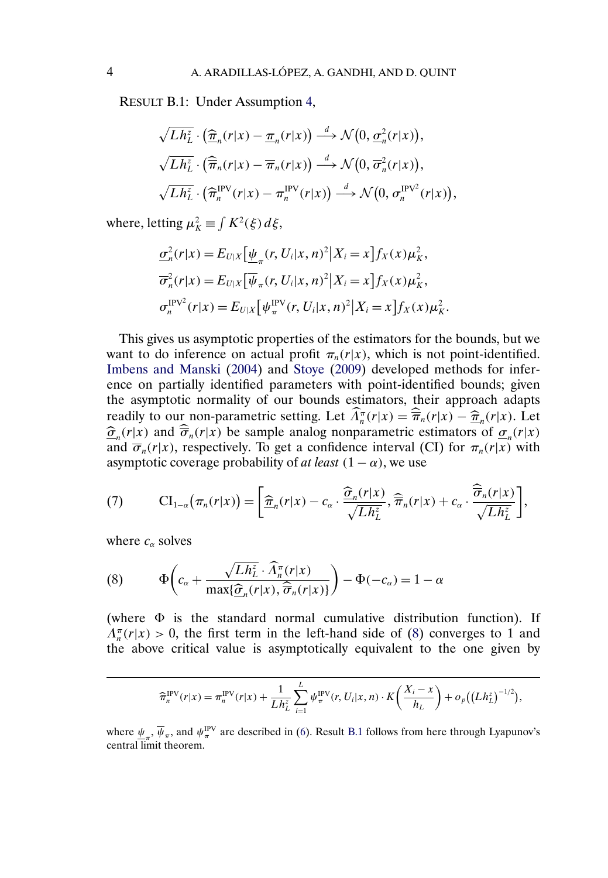RESULT B.1: Under Assumption 4,

$$\sqrt{Lh_L^z} \cdot \left(\widehat{\underline{\pi}}_n(r|x) - \underline{\pi}_n(r|x)\right) \xrightarrow{d} \mathcal{N}\left(0, \underline{\sigma}_n^2(r|x)\right),$$

$$\sqrt{Lh_L^z} \cdot \left(\widehat{\overline{\pi}}_n(r|x) - \overline{\pi}_n(r|x)\right) \xrightarrow{d} \mathcal{N}\left(0, \overline{\sigma}_n^2(r|x)\right),$$

$$\sqrt{Lh_L^z} \cdot \left(\widehat{\pi}_n^{\mathrm{IPV}}(r|x) - \pi_n^{\mathrm{IPV}}(r|x)\right) \xrightarrow{d} \mathcal{N}\left(0, \sigma_n^{\mathrm{IPV}^2}(r|x)\right),$$

where, letting $\mu_K^2 \equiv \int K^2(\xi)\,d\xi$,

$$\underline{\sigma}_n^2(r|x) = E_{U|X}\left[\underline{\psi}_\pi(r, U_i|x, n)^2 \middle| X_i = x\right] f_X(x)\mu_K^2,$$

$$\overline{\sigma}_n^2(r|x) = E_{U|X}\left[\overline{\psi}_\pi(r, U_i|x, n)^2 \middle| X_i = x\right] f_X(x)\mu_K^2,$$

$$\sigma_n^{\mathrm{IPV}^2}(r|x) = E_{U|X}\left[\psi_\pi^{\mathrm{IPV}}(r, U_i|x, n)^2 \middle| X_i = x\right] f_X(x)\mu_K^2.$$

This gives us asymptotic properties of the estimators for the bounds, but we want to do inference on actual profit $\pi_n(r|x)$, which is not point-identified. Imbens and Manski (2004) and Stoye (2009) developed methods for inference on partially identified parameters with point-identified bounds; given the asymptotic normality of our bounds estimators, their approach adapts readily to our non-parametric setting. Let $\widehat{\Lambda}_n^\pi(r|x) = \widehat{\overline{\pi}}_n(r|x) - \widehat{\underline{\pi}}_n(r|x)$. Let $\widehat{\underline{\sigma}}_n(r|x)$ and $\widehat{\overline{\sigma}}_n(r|x)$ be sample analog nonparametric estimators of $\underline{\sigma}_n(r|x)$ and $\overline{\sigma}_n(r|x)$, respectively. To get a confidence interval (CI) for $\pi_n(r|x)$ with asymptotic coverage probability of *at least* $(1-\alpha)$, we use

$$\mathrm{CI}_{1-\alpha}\left(\pi_n(r|x)\right) = \left[\widehat{\underline{\pi}}_n(r|x) - c_\alpha \cdot \frac{\widehat{\underline{\sigma}}_n(r|x)}{\sqrt{Lh_L^z}}, \widehat{\overline{\pi}}_n(r|x) + c_\alpha \cdot \frac{\widehat{\overline{\sigma}}_n(r|x)}{\sqrt{Lh_L^z}}\right], \tag{7}$$

where $c_\alpha$ solves

$$\Phi\left(c_\alpha + \frac{\sqrt{Lh_L^z} \cdot \widehat{\Lambda}_n^\pi(r|x)}{\max\{\widehat{\underline{\sigma}}_n(r|x), \widehat{\overline{\sigma}}_n(r|x)\}}\right) - \Phi(-c_\alpha) = 1 - \alpha \tag{8}$$

(where $\Phi$ is the standard normal cumulative distribution function). If $\Lambda_n^\pi(r|x) > 0$, the first term in the left-hand side of (8) converges to 1 and the above critical value is asymptotically equivalent to the one given by

---

$$\widehat{\pi}_n^{\mathrm{IPV}}(r|x) = \pi_n^{\mathrm{IPV}}(r|x) + \frac{1}{Lh_L^z}\sum_{i=1}^{L} \psi_\pi^{\mathrm{IPV}}(r, U_i|x, n) \cdot K\left(\frac{X_i - x}{h_L}\right) + o_p\left(\left(Lh_L^z\right)^{-1/2}\right),$$

where $\underline{\psi}_\pi$, $\overline{\psi}_\pi$, and $\psi_\pi^{\mathrm{IPV}}$ are described in (6). Result B.1 follows from here through Lyapunov's central limit theorem.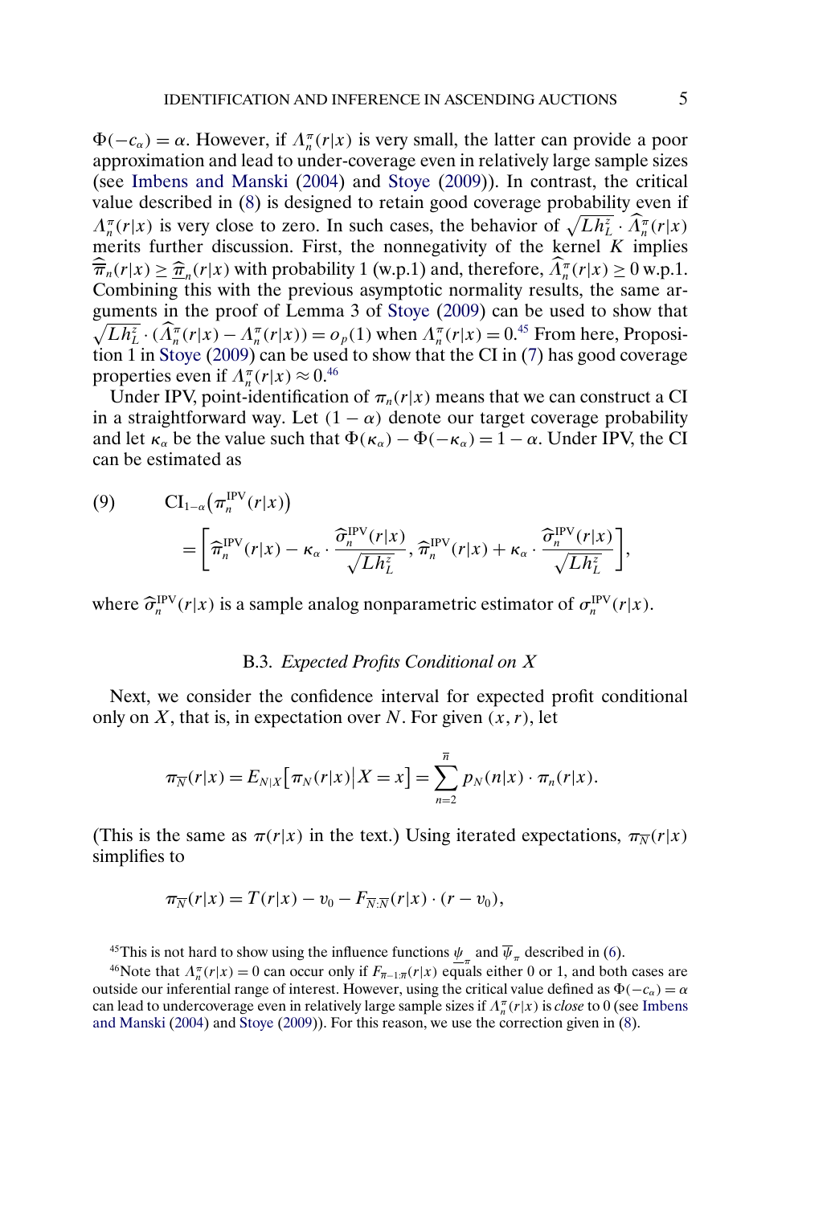$\Phi(-c_\alpha) = \alpha$. However, if $\Lambda_n^\pi(r|x)$ is very small, the latter can provide a poor approximation and lead to under-coverage even in relatively large sample sizes (see Imbens and Manski (2004) and Stoye (2009)). In contrast, the critical value described in (8) is designed to retain good coverage probability even if $\Lambda_n^\pi(r|x)$ is very close to zero. In such cases, the behavior of $\sqrt{Lh_L^z} \cdot \widehat{\Lambda}_n^\pi(r|x)$ merits further discussion. First, the nonnegativity of the kernel $K$ implies $\widehat{\overline{\pi}}_n(r|x) \geq \widehat{\underline{\pi}}_n(r|x)$ with probability 1 (w.p.1) and, therefore, $\widehat{\Lambda}_n^\pi(r|x) \geq 0$ w.p.1. Combining this with the previous asymptotic normality results, the same arguments in the proof of Lemma 3 of Stoye (2009) can be used to show that $\sqrt{Lh_L^z} \cdot (\widehat{\Lambda}_n^\pi(r|x) - \Lambda_n^\pi(r|x)) = o_p(1)$ when $\Lambda_n^\pi(r|x) = 0$.[45] From here, Proposition 1 in Stoye (2009) can be used to show that the CI in (7) has good coverage properties even if $\Lambda_n^\pi(r|x) \approx 0$.[46]

Under IPV, point-identification of $\pi_n(r|x)$ means that we can construct a CI in a straightforward way. Let $(1-\alpha)$ denote our target coverage probability and let $\kappa_\alpha$ be the value such that $\Phi(\kappa_\alpha) - \Phi(-\kappa_\alpha) = 1 - \alpha$. Under IPV, the CI can be estimated as

$$
\begin{aligned}
(9) \qquad & \mathrm{CI}_{1-\alpha}\big(\pi_n^{\mathrm{IPV}}(r|x)\big) \\
& = \left[\widehat{\pi}_n^{\mathrm{IPV}}(r|x) - \kappa_\alpha \cdot \frac{\widehat{\sigma}_n^{\mathrm{IPV}}(r|x)}{\sqrt{Lh_L^z}}, \widehat{\pi}_n^{\mathrm{IPV}}(r|x) + \kappa_\alpha \cdot \frac{\widehat{\sigma}_n^{\mathrm{IPV}}(r|x)}{\sqrt{Lh_L^z}}\right],
\end{aligned}
$$

where $\widehat{\sigma}_n^{\mathrm{IPV}}(r|x)$ is a sample analog nonparametric estimator of $\sigma_n^{\mathrm{IPV}}(r|x)$.

### B.3. *Expected Profits Conditional on X*

Next, we consider the confidence interval for expected profit conditional only on $X$, that is, in expectation over $N$. For given $(x, r)$, let

$$
\pi_{\overline{N}}(r|x) = E_{N|X}\big[\pi_N(r|x)\big|X = x\big] = \sum_{n=2}^{\overline{n}} p_N(n|x) \cdot \pi_n(r|x).
$$

(This is the same as $\pi(r|x)$ in the text.) Using iterated expectations, $\pi_{\overline{N}}(r|x)$ simplifies to

$$
\pi_{\overline{N}}(r|x) = T(r|x) - v_0 - F_{\overline{N}:\overline{N}}(r|x) \cdot (r - v_0),
$$

[45] This is not hard to show using the influence functions $\underline{\psi}_\pi$ and $\overline{\psi}_\pi$ described in (6).

[46] Note that $\Lambda_n^\pi(r|x) = 0$ can occur only if $F_{\overline{n}-1:\overline{n}}(r|x)$ equals either 0 or 1, and both cases are outside our inferential range of interest. However, using the critical value defined as $\Phi(-c_\alpha) = \alpha$ can lead to undercoverage even in relatively large sample sizes if $\Lambda_n^\pi(r|x)$ is *close* to 0 (see Imbens and Manski (2004) and Stoye (2009)). For this reason, we use the correction given in (8).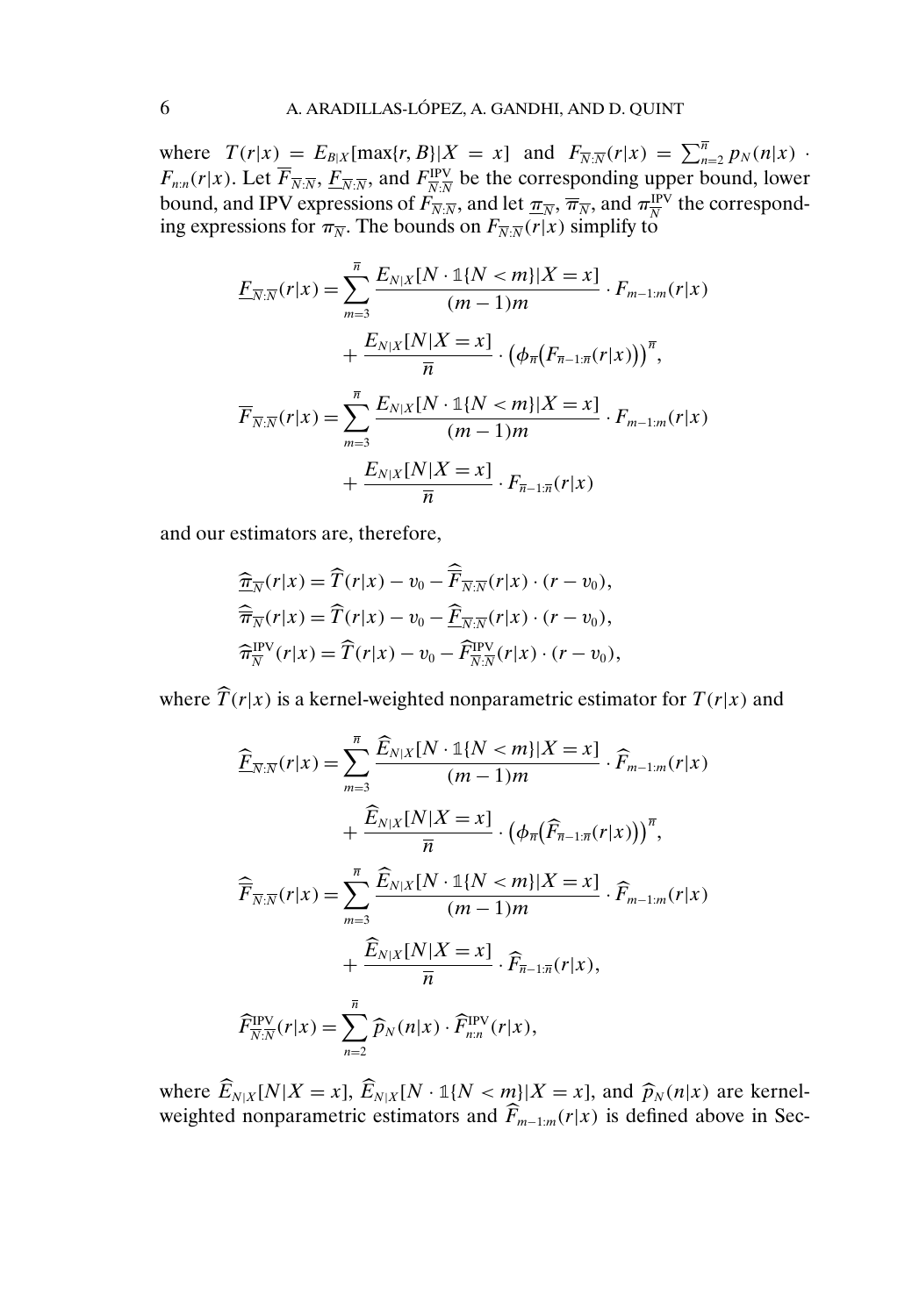where $T(r|x) = E_{B|X}[\max\{r, B\}|X = x]$ and $F_{\overline{N}:\overline{N}}(r|x) = \sum_{n=2}^{\overline{n}} p_N(n|x) \cdot F_{n:n}(r|x)$. Let $\overline{F}_{\overline{N}:\overline{N}}$, $\underline{F}_{\overline{N}:\overline{N}}$, and $F^{\text{IPV}}_{\overline{N}:\overline{N}}$ be the corresponding upper bound, lower bound, and IPV expressions of $F_{\overline{N}:\overline{N}}$, and let $\underline{\pi}_{\overline{N}}$, $\overline{\pi}_{\overline{N}}$, and $\pi^{\text{IPV}}_{\overline{N}}$ the corresponding expressions for $\pi_{\overline{N}}$. The bounds on $F_{\overline{N}:\overline{N}}(r|x)$ simplify to

$$
\begin{aligned}
\underline{F}_{\overline{N}:\overline{N}}(r|x) &= \sum_{m=3}^{\overline{n}} \frac{E_{N|X}[N \cdot \mathbb{1}\{N < m\}|X = x]}{(m-1)m} \cdot F_{m-1:m}(r|x) \\
&\quad + \frac{E_{N|X}[N|X = x]}{\overline{n}} \cdot \left(\phi_{\overline{n}}\left(F_{\overline{n}-1:\overline{n}}(r|x)\right)\right)^{\overline{n}}, \\
\overline{F}_{\overline{N}:\overline{N}}(r|x) &= \sum_{m=3}^{\overline{n}} \frac{E_{N|X}[N \cdot \mathbb{1}\{N < m\}|X = x]}{(m-1)m} \cdot F_{m-1:m}(r|x) \\
&\quad + \frac{E_{N|X}[N|X = x]}{\overline{n}} \cdot F_{\overline{n}-1:\overline{n}}(r|x)
\end{aligned}
$$

and our estimators are, therefore,

$$
\begin{aligned}
\widehat{\underline{\pi}}_{\overline{N}}(r|x) &= \widehat{T}(r|x) - v_0 - \widehat{\overline{F}}_{\overline{N}:\overline{N}}(r|x) \cdot (r - v_0), \\
\widehat{\overline{\pi}}_{\overline{N}}(r|x) &= \widehat{T}(r|x) - v_0 - \widehat{\underline{F}}_{\overline{N}:\overline{N}}(r|x) \cdot (r - v_0), \\
\widehat{\pi}^{\text{IPV}}_{\overline{N}}(r|x) &= \widehat{T}(r|x) - v_0 - \widehat{F}^{\text{IPV}}_{\overline{N}:\overline{N}}(r|x) \cdot (r - v_0),
\end{aligned}
$$

where $\widehat{T}(r|x)$ is a kernel-weighted nonparametric estimator for $T(r|x)$ and

$$
\begin{aligned}
\widehat{\underline{F}}_{\overline{N}:\overline{N}}(r|x) &= \sum_{m=3}^{\overline{n}} \frac{\widehat{E}_{N|X}[N \cdot \mathbb{1}\{N < m\}|X = x]}{(m-1)m} \cdot \widehat{F}_{m-1:m}(r|x) \\
&\quad + \frac{\widehat{E}_{N|X}[N|X = x]}{\overline{n}} \cdot \left(\phi_{\overline{n}}\left(\widehat{F}_{\overline{n}-1:\overline{n}}(r|x)\right)\right)^{\overline{n}}, \\
\widehat{\overline{F}}_{\overline{N}:\overline{N}}(r|x) &= \sum_{m=3}^{\overline{n}} \frac{\widehat{E}_{N|X}[N \cdot \mathbb{1}\{N < m\}|X = x]}{(m-1)m} \cdot \widehat{F}_{m-1:m}(r|x) \\
&\quad + \frac{\widehat{E}_{N|X}[N|X = x]}{\overline{n}} \cdot \widehat{F}_{\overline{n}-1:\overline{n}}(r|x), \\
\widehat{F}^{\text{IPV}}_{\overline{N}:\overline{N}}(r|x) &= \sum_{n=2}^{\overline{n}} \widehat{p}_N(n|x) \cdot \widehat{F}^{\text{IPV}}_{n:n}(r|x),
\end{aligned}
$$

where $\widehat{E}_{N|X}[N|X = x]$, $\widehat{E}_{N|X}[N \cdot \mathbb{1}\{N < m\}|X = x]$, and $\widehat{p}_N(n|x)$ are kernel-weighted nonparametric estimators and $\widehat{F}_{m-1:m}(r|x)$ is defined above in Sec-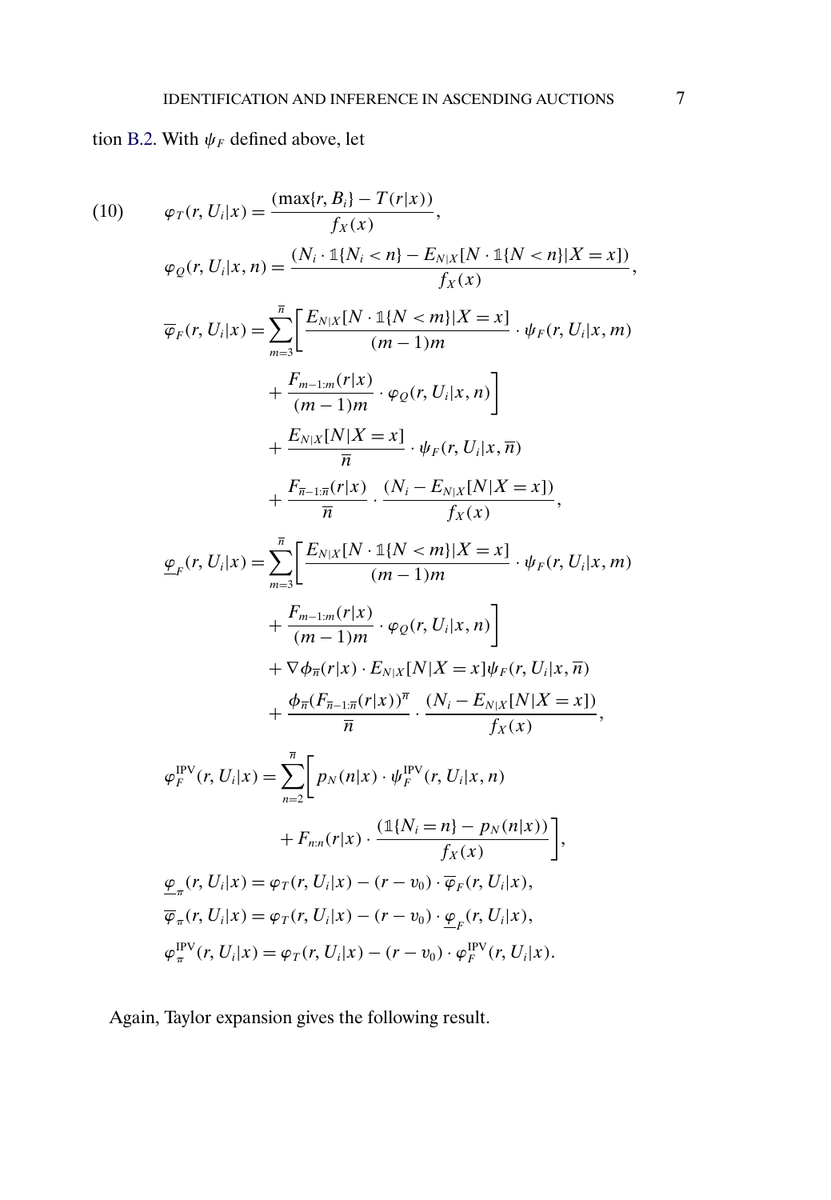tion B.2. With $\psi_F$ defined above, let

$$
\begin{aligned}
(10) \qquad \varphi_T(r, U_i|x) &= \frac{(\max\{r, B_i\} - T(r|x))}{f_X(x)}, \\
\varphi_Q(r, U_i|x, n) &= \frac{(N_i \cdot \mathbb{1}\{N_i < n\} - E_{N|X}[N \cdot \mathbb{1}\{N < n\}|X = x])}{f_X(x)}, \\
\overline{\varphi}_F(r, U_i|x) &= \sum_{m=3}^{\overline{n}} \bigg[ \frac{E_{N|X}[N \cdot \mathbb{1}\{N < m\}|X = x]}{(m-1)m} \cdot \psi_F(r, U_i|x, m) \\
&\quad + \frac{F_{m-1:m}(r|x)}{(m-1)m} \cdot \varphi_Q(r, U_i|x, n) \bigg] \\
&\quad + \frac{E_{N|X}[N|X = x]}{\overline{n}} \cdot \psi_F(r, U_i|x, \overline{n}) \\
&\quad + \frac{F_{\overline{n}-1:\overline{n}}(r|x)}{\overline{n}} \cdot \frac{(N_i - E_{N|X}[N|X = x])}{f_X(x)}, \\
\underline{\varphi}_F(r, U_i|x) &= \sum_{m=3}^{\overline{n}} \bigg[ \frac{E_{N|X}[N \cdot \mathbb{1}\{N < m\}|X = x]}{(m-1)m} \cdot \psi_F(r, U_i|x, m) \\
&\quad + \frac{F_{m-1:m}(r|x)}{(m-1)m} \cdot \varphi_Q(r, U_i|x, n) \bigg] \\
&\quad + \nabla \phi_{\overline{n}}(r|x) \cdot E_{N|X}[N|X = x] \psi_F(r, U_i|x, \overline{n}) \\
&\quad + \frac{\phi_{\overline{n}}(F_{\overline{n}-1:\overline{n}}(r|x))^{\overline{n}}}{\overline{n}} \cdot \frac{(N_i - E_{N|X}[N|X = x])}{f_X(x)}, \\
\varphi_F^{\mathrm{IPV}}(r, U_i|x) &= \sum_{n=2}^{\overline{n}} \bigg[ p_N(n|x) \cdot \psi_F^{\mathrm{IPV}}(r, U_i|x, n) \\
&\quad + F_{n:n}(r|x) \cdot \frac{(\mathbb{1}\{N_i = n\} - p_N(n|x))}{f_X(x)} \bigg], \\
\underline{\varphi}_\pi(r, U_i|x) &= \varphi_T(r, U_i|x) - (r - v_0) \cdot \overline{\varphi}_F(r, U_i|x), \\
\overline{\varphi}_\pi(r, U_i|x) &= \varphi_T(r, U_i|x) - (r - v_0) \cdot \underline{\varphi}_F(r, U_i|x), \\
\varphi_\pi^{\mathrm{IPV}}(r, U_i|x) &= \varphi_T(r, U_i|x) - (r - v_0) \cdot \varphi_F^{\mathrm{IPV}}(r, U_i|x).
\end{aligned}
$$

Again, Taylor expansion gives the following result.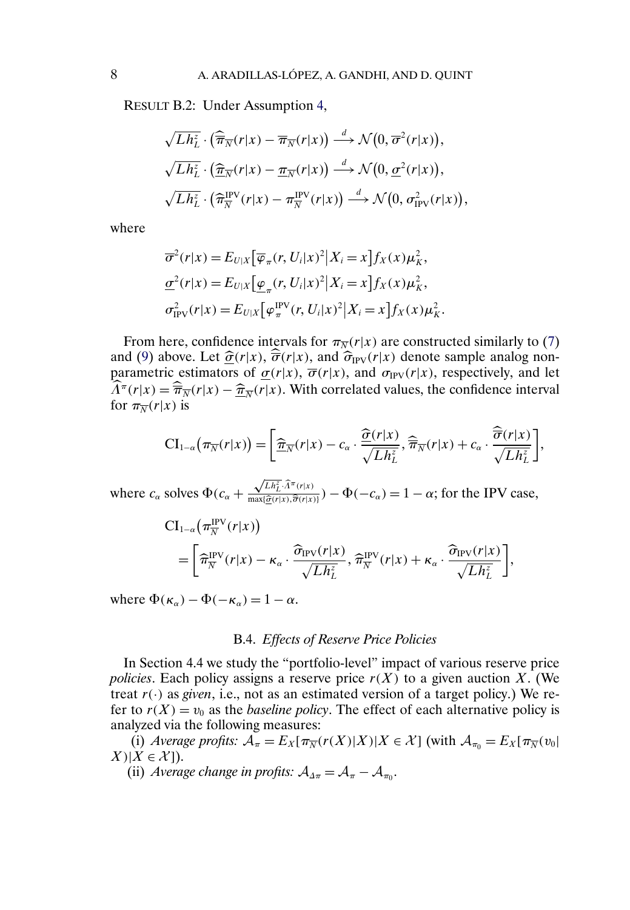RESULT B.2: Under Assumption 4,

$$\sqrt{Lh_L^z} \cdot \left(\widehat{\overline{\pi}}_{\overline{N}}(r|x) - \overline{\pi}_{\overline{N}}(r|x)\right) \xrightarrow{d} \mathcal{N}\left(0, \overline{\sigma}^2(r|x)\right),$$

$$\sqrt{Lh_L^z} \cdot \left(\widehat{\underline{\pi}}_{\overline{N}}(r|x) - \underline{\pi}_{\overline{N}}(r|x)\right) \xrightarrow{d} \mathcal{N}\left(0, \underline{\sigma}^2(r|x)\right),$$

$$\sqrt{Lh_L^z} \cdot \left(\widehat{\pi}_{\overline{N}}^{\mathrm{IPV}}(r|x) - \pi_{\overline{N}}^{\mathrm{IPV}}(r|x)\right) \xrightarrow{d} \mathcal{N}\left(0, \sigma_{\mathrm{IPV}}^2(r|x)\right),$$

where

$$\overline{\sigma}^2(r|x) = E_{U|X}\left[\overline{\varphi}_\pi(r, U_i|x)^2 \middle| X_i = x\right] f_X(x)\mu_K^2,$$

$$\underline{\sigma}^2(r|x) = E_{U|X}\left[\underline{\varphi}_\pi(r, U_i|x)^2 \middle| X_i = x\right] f_X(x)\mu_K^2,$$

$$\sigma_{\mathrm{IPV}}^2(r|x) = E_{U|X}\left[\varphi_\pi^{\mathrm{IPV}}(r, U_i|x)^2 \middle| X_i = x\right] f_X(x)\mu_K^2.$$

From here, confidence intervals for $\pi_{\overline{N}}(r|x)$ are constructed similarly to (7) and (9) above. Let $\widehat{\underline{\sigma}}(r|x)$, $\widehat{\overline{\sigma}}(r|x)$, and $\widehat{\sigma}_{\mathrm{IPV}}(r|x)$ denote sample analog nonparametric estimators of $\underline{\sigma}(r|x)$, $\overline{\sigma}(r|x)$, and $\sigma_{\mathrm{IPV}}(r|x)$, respectively, and let $\widehat{\Lambda}^\pi(r|x) = \widehat{\overline{\pi}}_{\overline{N}}(r|x) - \widehat{\underline{\pi}}_{\overline{N}}(r|x)$. With correlated values, the confidence interval for $\pi_{\overline{N}}(r|x)$ is

$$\mathrm{CI}_{1-\alpha}\left(\pi_{\overline{N}}(r|x)\right) = \left[\widehat{\underline{\pi}}_{\overline{N}}(r|x) - c_\alpha \cdot \frac{\widehat{\underline{\sigma}}(r|x)}{\sqrt{Lh_L^z}}, \widehat{\overline{\pi}}_{\overline{N}}(r|x) + c_\alpha \cdot \frac{\widehat{\overline{\sigma}}(r|x)}{\sqrt{Lh_L^z}}\right],$$

where $c_\alpha$ solves $\Phi(c_\alpha + \frac{\sqrt{Lh_L^z} \cdot \widehat{\Lambda}^\pi(r|x)}{\max\{\widehat{\underline{\sigma}}(r|x), \widehat{\overline{\sigma}}(r|x)\}}) - \Phi(-c_\alpha) = 1 - \alpha$; for the IPV case,

$$\mathrm{CI}_{1-\alpha}\left(\pi_{\overline{N}}^{\mathrm{IPV}}(r|x)\right) = \left[\widehat{\pi}_{\overline{N}}^{\mathrm{IPV}}(r|x) - \kappa_\alpha \cdot \frac{\widehat{\sigma}_{\mathrm{IPV}}(r|x)}{\sqrt{Lh_L^z}}, \widehat{\pi}_{\overline{N}}^{\mathrm{IPV}}(r|x) + \kappa_\alpha \cdot \frac{\widehat{\sigma}_{\mathrm{IPV}}(r|x)}{\sqrt{Lh_L^z}}\right],$$

where $\Phi(\kappa_\alpha) - \Phi(-\kappa_\alpha) = 1 - \alpha$.

### B.4. *Effects of Reserve Price Policies*

In Section 4.4 we study the "portfolio-level" impact of various reserve price *policies*. Each policy assigns a reserve price $r(X)$ to a given auction $X$. (We treat $r(\cdot)$ as *given*, i.e., not as an estimated version of a target policy.) We refer to $r(X) = v_0$ as the *baseline policy*. The effect of each alternative policy is analyzed via the following measures:

(i) *Average profits:* $\mathcal{A}_\pi = E_X[\pi_{\overline{N}}(r(X)|X)|X \in \mathcal{X}]$ (with $\mathcal{A}_{\pi_0} = E_X[\pi_{\overline{N}}(v_0|X)|X \in \mathcal{X}]$).

(ii) *Average change in profits:* $\mathcal{A}_{\Delta\pi} = \mathcal{A}_\pi - \mathcal{A}_{\pi_0}$.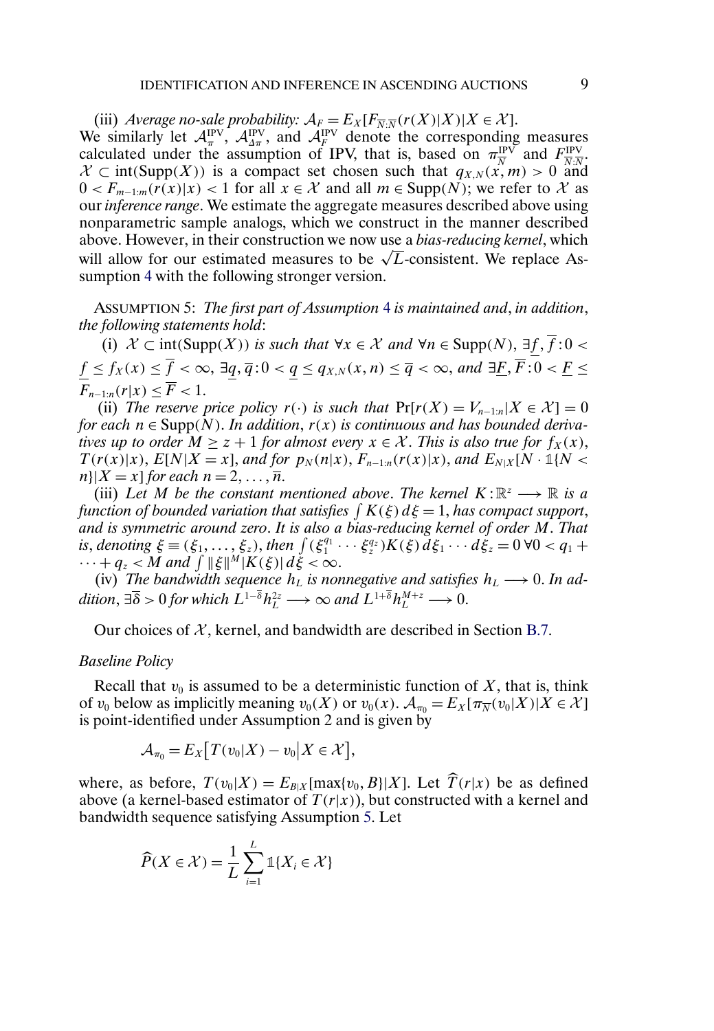(iii) *Average no-sale probability:* $\mathcal{A}_F = E_X[F_{\overline{N}:\overline{N}}(r(X)|X)|X \in \mathcal{X}]$.
We similarly let $\mathcal{A}_\pi^{\text{IPV}}$, $\mathcal{A}_{\Delta\pi}^{\text{IPV}}$, and $\mathcal{A}_F^{\text{IPV}}$ denote the corresponding measures calculated under the assumption of IPV, that is, based on $\pi_{\overline{N}}^{\text{IPV}}$ and $F_{\overline{N}:\overline{N}}^{\text{IPV}}$. $\mathcal{X} \subset \text{int}(\text{Supp}(X))$ is a compact set chosen such that $q_{X,N}(x,m) > 0$ and $0 < F_{m-1:m}(r(x)|x) < 1$ for all $x \in \mathcal{X}$ and all $m \in \text{Supp}(N)$; we refer to $\mathcal{X}$ as our *inference range*. We estimate the aggregate measures described above using nonparametric sample analogs, which we construct in the manner described above. However, in their construction we now use a *bias-reducing kernel*, which will allow for our estimated measures to be $\sqrt{L}$-consistent. We replace Assumption 4 with the following stronger version.

ASSUMPTION 5: *The first part of Assumption 4 is maintained and, in addition, the following statements hold*:

(i) $\mathcal{X} \subset \text{int}(\text{Supp}(X))$ *is such that* $\forall x \in \mathcal{X}$ *and* $\forall n \in \text{Supp}(N)$, $\exists \underline{f}, \overline{f} : 0 < \underline{f} \leq f_X(x) \leq \overline{f} < \infty$, $\exists \underline{q}, \overline{q} : 0 < \underline{q} \leq q_{X,N}(x,n) \leq \overline{q} < \infty$, *and* $\exists \underline{F}, \overline{F} : 0 < \underline{F} \leq F_{n-1:n}(r|x) \leq \overline{F} < 1$.

(ii) *The reserve price policy* $r(\cdot)$ *is such that* $\Pr[r(X) = V_{n-1:n}|X \in \mathcal{X}] = 0$ *for each* $n \in \text{Supp}(N)$. *In addition*, $r(x)$ *is continuous and has bounded derivatives up to order* $M \geq z+1$ *for almost every* $x \in \mathcal{X}$. *This is also true for* $f_X(x)$, $T(r(x)|x)$, $E[N|X=x]$, *and for* $p_N(n|x)$, $F_{n-1:n}(r(x)|x)$, *and* $E_{N|X}[N \cdot \mathbb{1}\{N < n\}|X=x]$ *for each* $n = 2, \dots, \overline{n}$.

(iii) *Let* $M$ *be the constant mentioned above. The kernel* $K : \mathbb{R}^z \longrightarrow \mathbb{R}$ *is a function of bounded variation that satisfies* $\int K(\xi)\, d\xi = 1$, *has compact support, and is symmetric around zero. It is also a bias-reducing kernel of order* $M$. *That is, denoting* $\xi \equiv (\xi_1, \dots, \xi_z)$, *then* $\int (\xi_1^{q_1} \cdots \xi_z^{q_z}) K(\xi)\, d\xi_1 \cdots d\xi_z = 0 \; \forall 0 < q_1 + \cdots + q_z < M$ *and* $\int \|\xi\|^M |K(\xi)|\, d\xi < \infty$.

(iv) *The bandwidth sequence* $h_L$ *is nonnegative and satisfies* $h_L \longrightarrow 0$. *In addition*, $\exists \overline{\delta} > 0$ *for which* $L^{1-\overline{\delta}} h_L^{2z} \longrightarrow \infty$ *and* $L^{1+\overline{\delta}} h_L^{M+z} \longrightarrow 0$.

Our choices of $\mathcal{X}$, kernel, and bandwidth are described in Section B.7.

*Baseline Policy*

Recall that $v_0$ is assumed to be a deterministic function of $X$, that is, think of $v_0$ below as implicitly meaning $v_0(X)$ or $v_0(x)$. $\mathcal{A}_{\pi_0} = E_X[\pi_{\overline{N}}(v_0|X)|X \in \mathcal{X}]$ is point-identified under Assumption 2 and is given by

$$\mathcal{A}_{\pi_0} = E_X\big[T(v_0|X) - v_0 \big| X \in \mathcal{X}\big],$$

where, as before, $T(v_0|X) = E_{B|X}[\max\{v_0, B\}|X]$. Let $\widehat{T}(r|x)$ be as defined above (a kernel-based estimator of $T(r|x)$), but constructed with a kernel and bandwidth sequence satisfying Assumption 5. Let

$$\widehat{P}(X \in \mathcal{X}) = \frac{1}{L} \sum_{i=1}^{L} \mathbb{1}\{X_i \in \mathcal{X}\}$$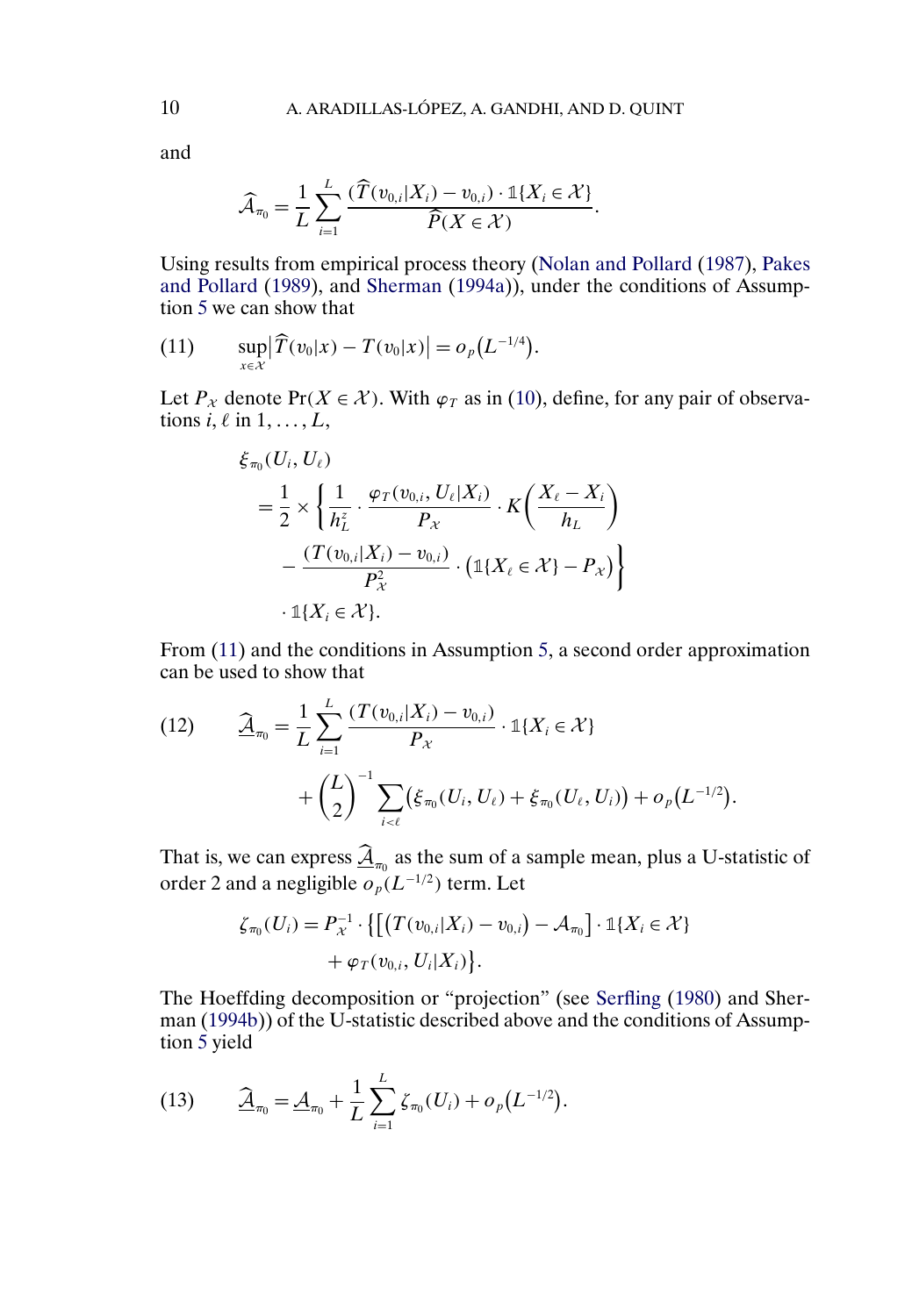and

$$\widehat{\mathcal{A}}_{\pi_0} = \frac{1}{L}\sum_{i=1}^{L} \frac{(\widehat{T}(v_{0,i}|X_i) - v_{0,i}) \cdot \mathbb{1}\{X_i \in \mathcal{X}\}}{\widehat{P}(X \in \mathcal{X})}.$$

Using results from empirical process theory (Nolan and Pollard (1987), Pakes and Pollard (1989), and Sherman (1994a)), under the conditions of Assumption 5 we can show that

$$\sup_{x \in \mathcal{X}} \big|\widehat{T}(v_0|x) - T(v_0|x)\big| = o_p\big(L^{-1/4}\big). \tag{11}$$

Let $P_{\mathcal{X}}$ denote $\Pr(X \in \mathcal{X})$. With $\varphi_T$ as in (10), define, for any pair of observations $i, \ell$ in $1, \ldots, L$,

$$\begin{aligned}
&\xi_{\pi_0}(U_i, U_\ell) \\
&\quad = \frac{1}{2} \times \left\{ \frac{1}{h_L^z} \cdot \frac{\varphi_T(v_{0,i}, U_\ell|X_i)}{P_{\mathcal{X}}} \cdot K\left(\frac{X_\ell - X_i}{h_L}\right) \right. \\
&\quad\quad \left. - \frac{(T(v_{0,i}|X_i) - v_{0,i})}{P_{\mathcal{X}}^2} \cdot \big(\mathbb{1}\{X_\ell \in \mathcal{X}\} - P_{\mathcal{X}}\big) \right\} \\
&\quad\quad \cdot \mathbb{1}\{X_i \in \mathcal{X}\}.
\end{aligned}$$

From (11) and the conditions in Assumption 5, a second order approximation can be used to show that

$$\begin{aligned}
\widehat{\underline{\mathcal{A}}}_{\pi_0} &= \frac{1}{L}\sum_{i=1}^{L} \frac{(T(v_{0,i}|X_i) - v_{0,i})}{P_{\mathcal{X}}} \cdot \mathbb{1}\{X_i \in \mathcal{X}\} \\
&\quad + \binom{L}{2}^{-1} \sum_{i<\ell} \big(\xi_{\pi_0}(U_i, U_\ell) + \xi_{\pi_0}(U_\ell, U_i)\big) + o_p\big(L^{-1/2}\big).
\end{aligned} \tag{12}$$

That is, we can express $\widehat{\underline{\mathcal{A}}}_{\pi_0}$ as the sum of a sample mean, plus a U-statistic of order 2 and a negligible $o_p(L^{-1/2})$ term. Let

$$\begin{aligned}
\zeta_{\pi_0}(U_i) = P_{\mathcal{X}}^{-1} \cdot \big\{&\big[\big(T(v_{0,i}|X_i) - v_{0,i}\big) - \mathcal{A}_{\pi_0}\big] \cdot \mathbb{1}\{X_i \in \mathcal{X}\} \\
&+ \varphi_T(v_{0,i}, U_i|X_i)\big\}.
\end{aligned}$$

The Hoeffding decomposition or "projection" (see Serfling (1980) and Sherman (1994b)) of the U-statistic described above and the conditions of Assumption 5 yield

$$\widehat{\underline{\mathcal{A}}}_{\pi_0} = \underline{\mathcal{A}}_{\pi_0} + \frac{1}{L}\sum_{i=1}^{L} \zeta_{\pi_0}(U_i) + o_p\big(L^{-1/2}\big). \tag{13}$$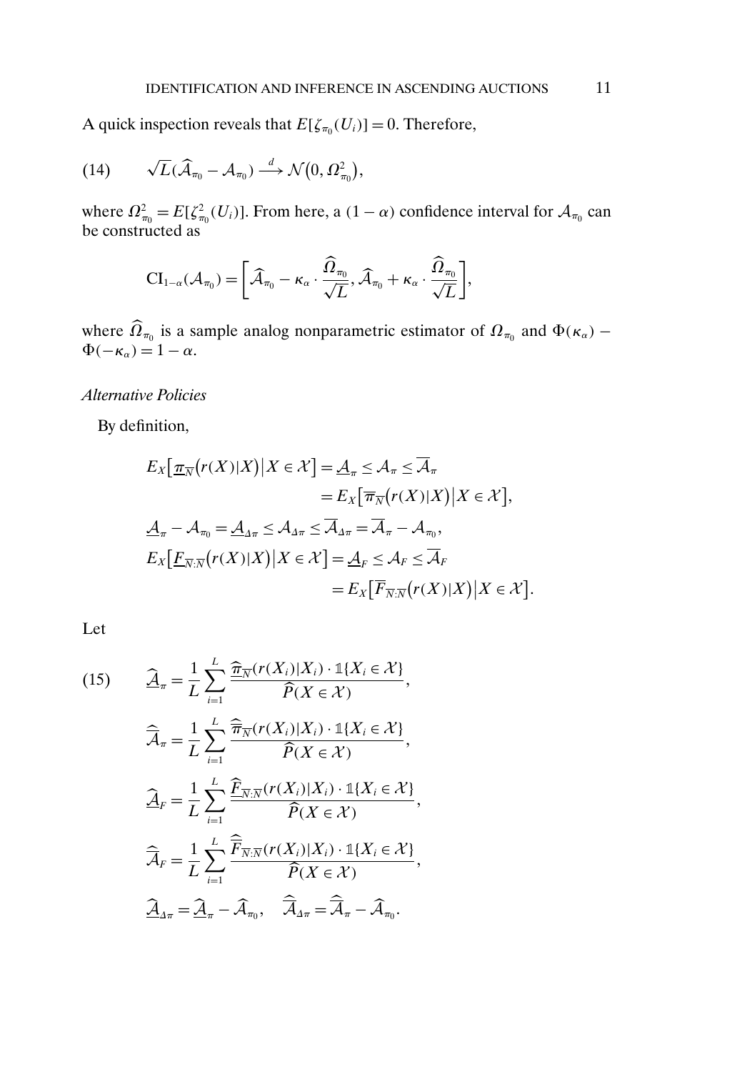A quick inspection reveals that $E[\zeta_{\pi_0}(U_i)] = 0$. Therefore,

$$\sqrt{L}(\widehat{\mathcal{A}}_{\pi_0} - \mathcal{A}_{\pi_0}) \xrightarrow{d} \mathcal{N}(0, \Omega^2_{\pi_0}), \tag{14}$$

where $\Omega^2_{\pi_0} = E[\zeta^2_{\pi_0}(U_i)]$. From here, a $(1-\alpha)$ confidence interval for $\mathcal{A}_{\pi_0}$ can be constructed as

$$\mathrm{CI}_{1-\alpha}(\mathcal{A}_{\pi_0}) = \left[\widehat{\mathcal{A}}_{\pi_0} - \kappa_\alpha \cdot \frac{\widehat{\Omega}_{\pi_0}}{\sqrt{L}}, \widehat{\mathcal{A}}_{\pi_0} + \kappa_\alpha \cdot \frac{\widehat{\Omega}_{\pi_0}}{\sqrt{L}}\right],$$

where $\widehat{\Omega}_{\pi_0}$ is a sample analog nonparametric estimator of $\Omega_{\pi_0}$ and $\Phi(\kappa_\alpha) - \Phi(-\kappa_\alpha) = 1 - \alpha$.

*Alternative Policies*

By definition,

$$\begin{aligned}
E_X\big[\underline{\pi}_{\overline{N}}\big(r(X)|X\big)\big|X \in \mathcal{X}\big] = \underline{\mathcal{A}}_\pi &\leq \mathcal{A}_\pi \leq \overline{\mathcal{A}}_\pi \\
&= E_X\big[\overline{\pi}_{\overline{N}}\big(r(X)|X\big)\big|X \in \mathcal{X}\big], \\
\underline{\mathcal{A}}_\pi - \mathcal{A}_{\pi_0} = \underline{\mathcal{A}}_{\Delta\pi} &\leq \mathcal{A}_{\Delta\pi} \leq \overline{\mathcal{A}}_{\Delta\pi} = \overline{\mathcal{A}}_\pi - \mathcal{A}_{\pi_0}, \\
E_X\big[\underline{F}_{\overline{N}:\overline{N}}\big(r(X)|X\big)\big|X \in \mathcal{X}\big] = \underline{\mathcal{A}}_F &\leq \mathcal{A}_F \leq \overline{\mathcal{A}}_F \\
&= E_X\big[\overline{F}_{\overline{N}:\overline{N}}\big(r(X)|X\big)\big|X \in \mathcal{X}\big].
\end{aligned}$$

Let

$$\begin{aligned}
\widehat{\underline{\mathcal{A}}}_\pi &= \frac{1}{L}\sum_{i=1}^{L} \frac{\widehat{\underline{\pi}}_{\overline{N}}(r(X_i)|X_i) \cdot \mathbb{1}\{X_i \in \mathcal{X}\}}{\widehat{P}(X \in \mathcal{X})}, \\
\widehat{\overline{\mathcal{A}}}_\pi &= \frac{1}{L}\sum_{i=1}^{L} \frac{\widehat{\overline{\pi}}_{\overline{N}}(r(X_i)|X_i) \cdot \mathbb{1}\{X_i \in \mathcal{X}\}}{\widehat{P}(X \in \mathcal{X})}, \\
\widehat{\underline{\mathcal{A}}}_F &= \frac{1}{L}\sum_{i=1}^{L} \frac{\widehat{\underline{F}}_{\overline{N}:\overline{N}}(r(X_i)|X_i) \cdot \mathbb{1}\{X_i \in \mathcal{X}\}}{\widehat{P}(X \in \mathcal{X})}, \\
\widehat{\overline{\mathcal{A}}}_F &= \frac{1}{L}\sum_{i=1}^{L} \frac{\widehat{\overline{F}}_{\overline{N}:\overline{N}}(r(X_i)|X_i) \cdot \mathbb{1}\{X_i \in \mathcal{X}\}}{\widehat{P}(X \in \mathcal{X})}, \\
\widehat{\underline{\mathcal{A}}}_{\Delta\pi} &= \widehat{\underline{\mathcal{A}}}_\pi - \widehat{\mathcal{A}}_{\pi_0}, \quad \widehat{\overline{\mathcal{A}}}_{\Delta\pi} = \widehat{\overline{\mathcal{A}}}_\pi - \widehat{\mathcal{A}}_{\pi_0}.
\end{aligned} \tag{15}$$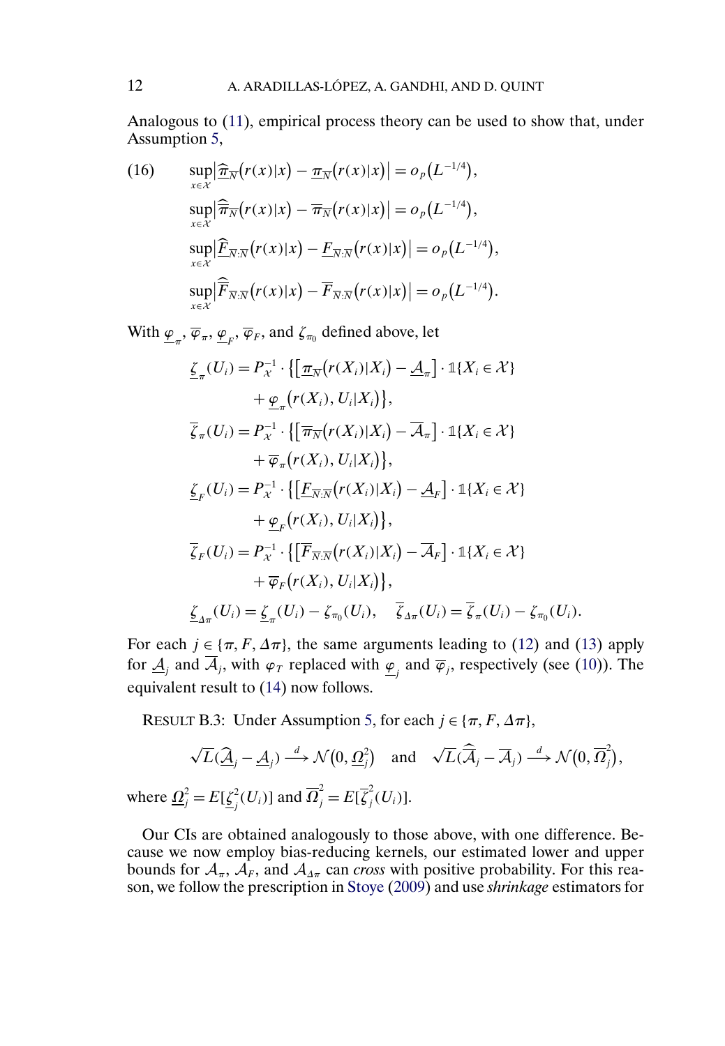Analogous to (11), empirical process theory can be used to show that, under Assumption 5,

$$
\begin{aligned}
(16) \qquad & \sup_{x\in\mathcal{X}} \big|\widehat{\underline{\pi}}_{\overline{N}}\big(r(x)|x\big) - \underline{\pi}_{\overline{N}}\big(r(x)|x\big)\big| = o_p\big(L^{-1/4}\big), \\
& \sup_{x\in\mathcal{X}} \big|\widehat{\overline{\pi}}_{\overline{N}}\big(r(x)|x\big) - \overline{\pi}_{\overline{N}}\big(r(x)|x\big)\big| = o_p\big(L^{-1/4}\big), \\
& \sup_{x\in\mathcal{X}} \big|\widehat{\underline{F}}_{\overline{N}:\overline{N}}\big(r(x)|x\big) - \underline{F}_{\overline{N}:\overline{N}}\big(r(x)|x\big)\big| = o_p\big(L^{-1/4}\big), \\
& \sup_{x\in\mathcal{X}} \big|\widehat{\overline{F}}_{\overline{N}:\overline{N}}\big(r(x)|x\big) - \overline{F}_{\overline{N}:\overline{N}}\big(r(x)|x\big)\big| = o_p\big(L^{-1/4}\big).
\end{aligned}
$$

With $\underline{\varphi}_{\pi}$, $\overline{\varphi}_{\pi}$, $\underline{\varphi}_{F}$, $\overline{\varphi}_{F}$, and $\zeta_{\pi_0}$ defined above, let

$$
\begin{aligned}
\underline{\zeta}_{\pi}(U_i) &= P_{\mathcal{X}}^{-1} \cdot \big\{\big[\underline{\pi}_{\overline{N}}\big(r(X_i)|X_i\big) - \underline{\mathcal{A}}_{\pi}\big] \cdot \mathbb{1}\{X_i \in \mathcal{X}\} \\
&\quad + \underline{\varphi}_{\pi}\big(r(X_i), U_i|X_i\big)\big\}, \\
\overline{\zeta}_{\pi}(U_i) &= P_{\mathcal{X}}^{-1} \cdot \big\{\big[\overline{\pi}_{\overline{N}}\big(r(X_i)|X_i\big) - \overline{\mathcal{A}}_{\pi}\big] \cdot \mathbb{1}\{X_i \in \mathcal{X}\} \\
&\quad + \overline{\varphi}_{\pi}\big(r(X_i), U_i|X_i\big)\big\}, \\
\underline{\zeta}_{F}(U_i) &= P_{\mathcal{X}}^{-1} \cdot \big\{\big[\underline{F}_{\overline{N}:\overline{N}}\big(r(X_i)|X_i\big) - \underline{\mathcal{A}}_{F}\big] \cdot \mathbb{1}\{X_i \in \mathcal{X}\} \\
&\quad + \underline{\varphi}_{F}\big(r(X_i), U_i|X_i\big)\big\}, \\
\overline{\zeta}_{F}(U_i) &= P_{\mathcal{X}}^{-1} \cdot \big\{\big[\overline{F}_{\overline{N}:\overline{N}}\big(r(X_i)|X_i\big) - \overline{\mathcal{A}}_{F}\big] \cdot \mathbb{1}\{X_i \in \mathcal{X}\} \\
&\quad + \overline{\varphi}_{F}\big(r(X_i), U_i|X_i\big)\big\}, \\
\underline{\zeta}_{\Delta\pi}(U_i) &= \underline{\zeta}_{\pi}(U_i) - \zeta_{\pi_0}(U_i), \quad \overline{\zeta}_{\Delta\pi}(U_i) = \overline{\zeta}_{\pi}(U_i) - \zeta_{\pi_0}(U_i).
\end{aligned}
$$

For each $j \in \{\pi, F, \Delta\pi\}$, the same arguments leading to (12) and (13) apply for $\underline{\mathcal{A}}_j$ and $\overline{\mathcal{A}}_j$, with $\varphi_T$ replaced with $\underline{\varphi}_j$ and $\overline{\varphi}_j$, respectively (see (10)). The equivalent result to (14) now follows.

RESULT B.3: Under Assumption 5, for each $j \in \{\pi, F, \Delta\pi\}$,

$$
\sqrt{L}(\widehat{\underline{\mathcal{A}}}_j - \underline{\mathcal{A}}_j) \xrightarrow{d} \mathcal{N}\big(0, \underline{\Omega}_j^2\big) \quad \text{and} \quad \sqrt{L}(\widehat{\overline{\mathcal{A}}}_j - \overline{\mathcal{A}}_j) \xrightarrow{d} \mathcal{N}\big(0, \overline{\Omega}_j^2\big),
$$

where $\underline{\Omega}_j^2 = E[\underline{\zeta}_j^2(U_i)]$ and $\overline{\Omega}_j^2 = E[\overline{\zeta}_j^2(U_i)]$.

Our CIs are obtained analogously to those above, with one difference. Because we now employ bias-reducing kernels, our estimated lower and upper bounds for $\mathcal{A}_\pi$, $\mathcal{A}_F$, and $\mathcal{A}_{\Delta\pi}$ can *cross* with positive probability. For this reason, we follow the prescription in Stoye (2009) and use *shrinkage* estimators for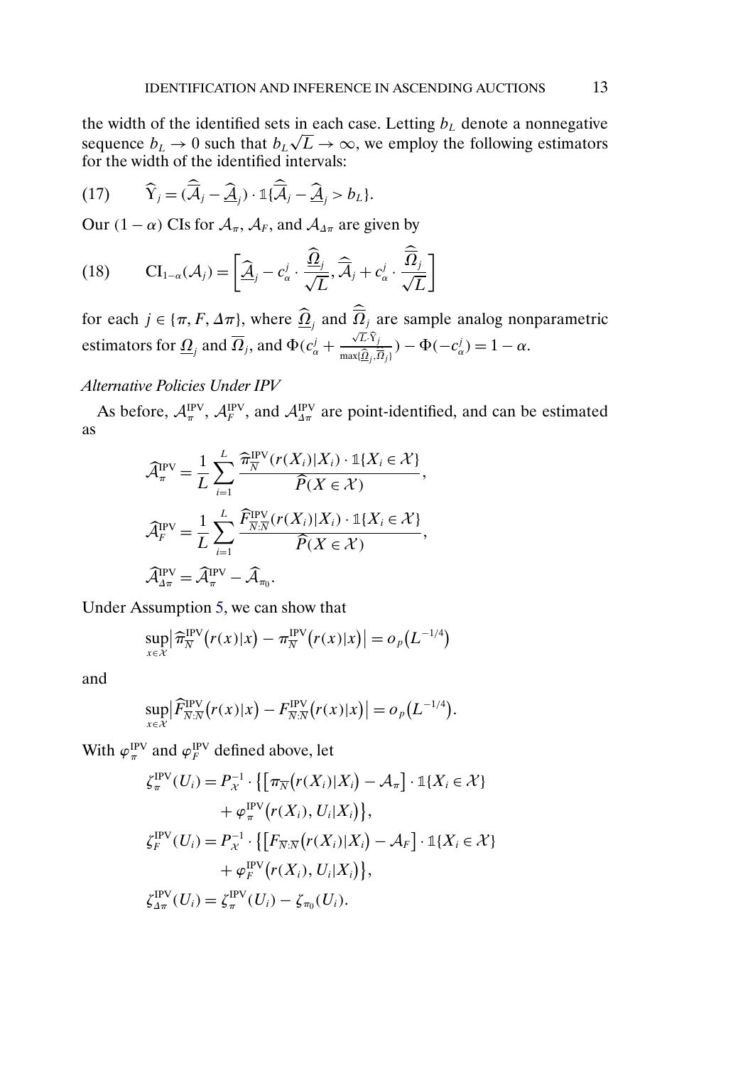the width of the identified sets in each case. Letting $b_L$ denote a nonnegative sequence $b_L \to 0$ such that $b_L\sqrt{L} \to \infty$, we employ the following estimators for the width of the identified intervals:

$$\widehat{\Upsilon}_j = (\widehat{\overline{\mathcal{A}}}_j - \widehat{\underline{\mathcal{A}}}_j) \cdot \mathbb{1}\{\widehat{\overline{\mathcal{A}}}_j - \widehat{\underline{\mathcal{A}}}_j > b_L\}. \tag{17}$$

Our $(1-\alpha)$ CIs for $\mathcal{A}_\pi$, $\mathcal{A}_F$, and $\mathcal{A}_{\Delta\pi}$ are given by

$$\mathrm{CI}_{1-\alpha}(\mathcal{A}_j) = \left[\widehat{\underline{\mathcal{A}}}_j - c^j_\alpha \cdot \frac{\widehat{\underline{\Omega}}_j}{\sqrt{L}}, \widehat{\overline{\mathcal{A}}}_j + c^j_\alpha \cdot \frac{\widehat{\overline{\Omega}}_j}{\sqrt{L}}\right] \tag{18}$$

for each $j \in \{\pi, F, \Delta\pi\}$, where $\widehat{\underline{\Omega}}_j$ and $\widehat{\overline{\Omega}}_j$ are sample analog nonparametric estimators for $\underline{\Omega}_j$ and $\overline{\Omega}_j$, and $\Phi(c^j_\alpha + \frac{\sqrt{L}\cdot\widehat{\Upsilon}_j}{\max\{\widehat{\underline{\Omega}}_j, \widehat{\overline{\Omega}}_j\}}) - \Phi(-c^j_\alpha) = 1-\alpha$.

*Alternative Policies Under IPV*

As before, $\mathcal{A}^{\mathrm{IPV}}_\pi$, $\mathcal{A}^{\mathrm{IPV}}_F$, and $\mathcal{A}^{\mathrm{IPV}}_{\Delta\pi}$ are point-identified, and can be estimated as

$$\widehat{\mathcal{A}}^{\mathrm{IPV}}_\pi = \frac{1}{L}\sum_{i=1}^{L} \frac{\widehat{\pi}^{\mathrm{IPV}}_{\overline{N}}(r(X_i)|X_i) \cdot \mathbb{1}\{X_i \in \mathcal{X}\}}{\widehat{P}(X \in \mathcal{X})},$$

$$\widehat{\mathcal{A}}^{\mathrm{IPV}}_F = \frac{1}{L}\sum_{i=1}^{L} \frac{\widehat{F}^{\mathrm{IPV}}_{\overline{N}:\overline{N}}(r(X_i)|X_i) \cdot \mathbb{1}\{X_i \in \mathcal{X}\}}{\widehat{P}(X \in \mathcal{X})},$$

$$\widehat{\mathcal{A}}^{\mathrm{IPV}}_{\Delta\pi} = \widehat{\mathcal{A}}^{\mathrm{IPV}}_\pi - \widehat{\mathcal{A}}_{\pi_0}.$$

Under Assumption 5, we can show that

$$\sup_{x\in\mathcal{X}} \left|\widehat{\pi}^{\mathrm{IPV}}_{\overline{N}}\big(r(x)|x\big) - \pi^{\mathrm{IPV}}_{\overline{N}}\big(r(x)|x\big)\right| = o_p\big(L^{-1/4}\big)$$

and

$$\sup_{x\in\mathcal{X}} \left|\widehat{F}^{\mathrm{IPV}}_{\overline{N}:\overline{N}}\big(r(x)|x\big) - F^{\mathrm{IPV}}_{\overline{N}:\overline{N}}\big(r(x)|x\big)\right| = o_p\big(L^{-1/4}\big).$$

With $\varphi^{\mathrm{IPV}}_\pi$ and $\varphi^{\mathrm{IPV}}_F$ defined above, let

$$\begin{aligned}
\zeta^{\mathrm{IPV}}_\pi(U_i) &= P^{-1}_{\mathcal{X}} \cdot \big\{\big[\pi_{\overline{N}}\big(r(X_i)|X_i\big) - \mathcal{A}_\pi\big] \cdot \mathbb{1}\{X_i \in \mathcal{X}\} \\
&\quad + \varphi^{\mathrm{IPV}}_\pi\big(r(X_i), U_i|X_i\big)\big\}, \\
\zeta^{\mathrm{IPV}}_F(U_i) &= P^{-1}_{\mathcal{X}} \cdot \big\{\big[F_{\overline{N}:\overline{N}}\big(r(X_i)|X_i\big) - \mathcal{A}_F\big] \cdot \mathbb{1}\{X_i \in \mathcal{X}\} \\
&\quad + \varphi^{\mathrm{IPV}}_F\big(r(X_i), U_i|X_i\big)\big\}, \\
\zeta^{\mathrm{IPV}}_{\Delta\pi}(U_i) &= \zeta^{\mathrm{IPV}}_\pi(U_i) - \zeta_{\pi_0}(U_i).
\end{aligned}$$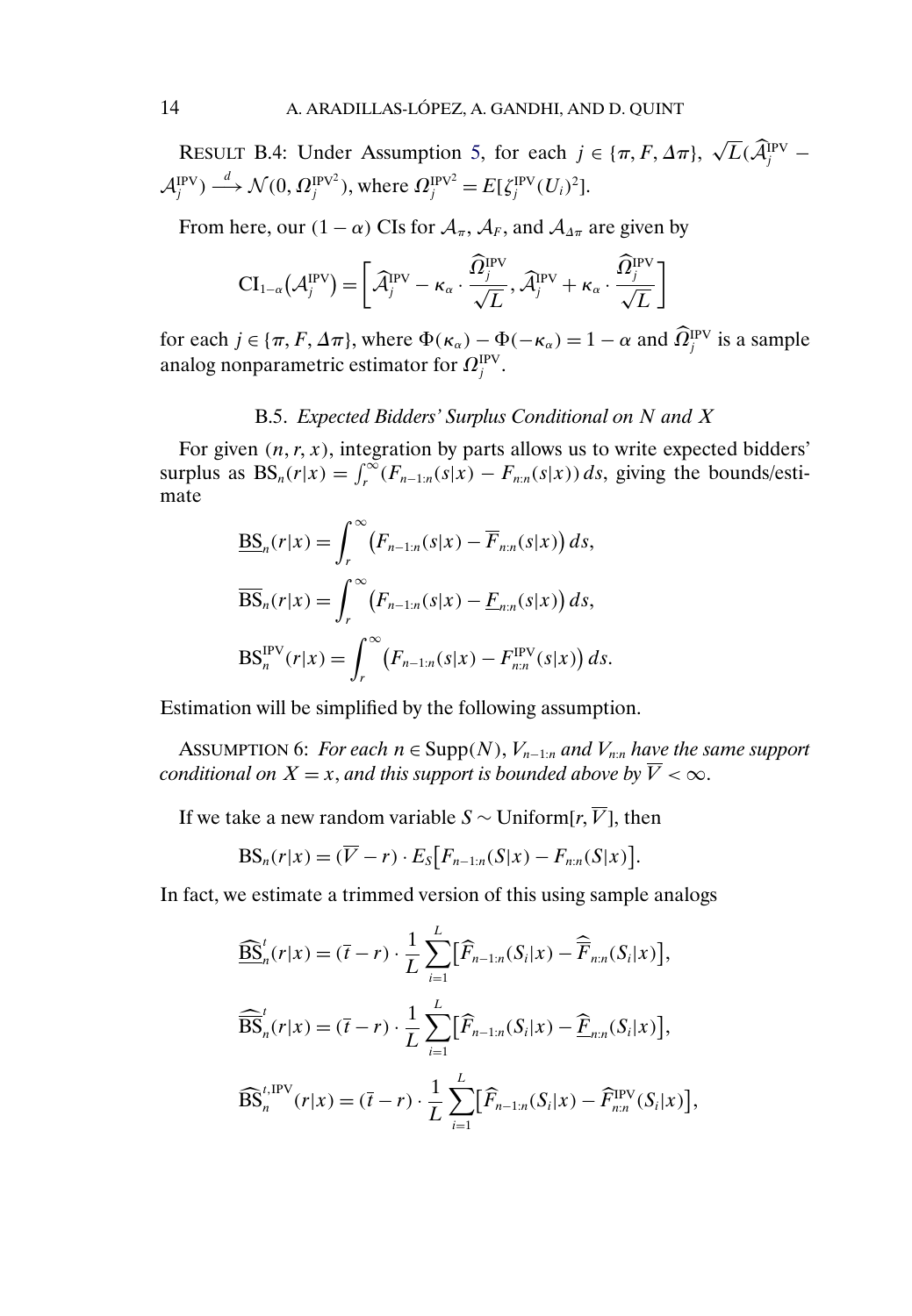RESULT B.4: Under Assumption 5, for each $j \in \{\pi, F, \Delta\pi\}$, $\sqrt{L}(\widehat{\mathcal{A}}_j^{\text{IPV}} - \mathcal{A}_j^{\text{IPV}}) \xrightarrow{d} \mathcal{N}(0, \Omega_j^{\text{IPV}^2})$, where $\Omega_j^{\text{IPV}^2} = E[\zeta_j^{\text{IPV}}(U_i)^2]$.

From here, our $(1-\alpha)$ CIs for $\mathcal{A}_\pi$, $\mathcal{A}_F$, and $\mathcal{A}_{\Delta\pi}$ are given by

$$\text{CI}_{1-\alpha}\big(\mathcal{A}_j^{\text{IPV}}\big) = \left[\widehat{\mathcal{A}}_j^{\text{IPV}} - \kappa_\alpha \cdot \frac{\widehat{\Omega}_j^{\text{IPV}}}{\sqrt{L}}, \widehat{\mathcal{A}}_j^{\text{IPV}} + \kappa_\alpha \cdot \frac{\widehat{\Omega}_j^{\text{IPV}}}{\sqrt{L}}\right]$$

for each $j \in \{\pi, F, \Delta\pi\}$, where $\Phi(\kappa_\alpha) - \Phi(-\kappa_\alpha) = 1 - \alpha$ and $\widehat{\Omega}_j^{\text{IPV}}$ is a sample analog nonparametric estimator for $\Omega_j^{\text{IPV}}$.

### B.5. *Expected Bidders' Surplus Conditional on N and X*

For given $(n, r, x)$, integration by parts allows us to write expected bidders' surplus as $\text{BS}_n(r|x) = \int_r^\infty (F_{n-1:n}(s|x) - F_{n:n}(s|x))\, ds$, giving the bounds/estimate

$$\underline{\text{BS}}_n(r|x) = \int_r^\infty \big(F_{n-1:n}(s|x) - \overline{F}_{n:n}(s|x)\big)\, ds,$$

$$\overline{\text{BS}}_n(r|x) = \int_r^\infty \big(F_{n-1:n}(s|x) - \underline{F}_{n:n}(s|x)\big)\, ds,$$

$$\text{BS}_n^{\text{IPV}}(r|x) = \int_r^\infty \big(F_{n-1:n}(s|x) - F_{n:n}^{\text{IPV}}(s|x)\big)\, ds.$$

Estimation will be simplified by the following assumption.

ASSUMPTION 6: *For each $n \in \text{Supp}(N)$, $V_{n-1:n}$ and $V_{n:n}$ have the same support conditional on $X = x$, and this support is bounded above by $\overline{V} < \infty$.*

If we take a new random variable $S \sim \text{Uniform}[r, \overline{V}]$, then

$$\text{BS}_n(r|x) = (\overline{V} - r) \cdot E_S\big[F_{n-1:n}(S|x) - F_{n:n}(S|x)\big].$$

In fact, we estimate a trimmed version of this using sample analogs

$$\widehat{\underline{\text{BS}}}_n^t(r|x) = (\bar{t} - r) \cdot \frac{1}{L}\sum_{i=1}^{L}\big[\widehat{F}_{n-1:n}(S_i|x) - \widehat{\overline{F}}_{n:n}(S_i|x)\big],$$

$$\widehat{\overline{\text{BS}}}_n^t(r|x) = (\bar{t} - r) \cdot \frac{1}{L}\sum_{i=1}^{L}\big[\widehat{F}_{n-1:n}(S_i|x) - \widehat{\underline{F}}_{n:n}(S_i|x)\big],$$

$$\widehat{\text{BS}}_n^{t,\text{IPV}}(r|x) = (\bar{t} - r) \cdot \frac{1}{L}\sum_{i=1}^{L}\big[\widehat{F}_{n-1:n}(S_i|x) - \widehat{F}_{n:n}^{\text{IPV}}(S_i|x)\big],$$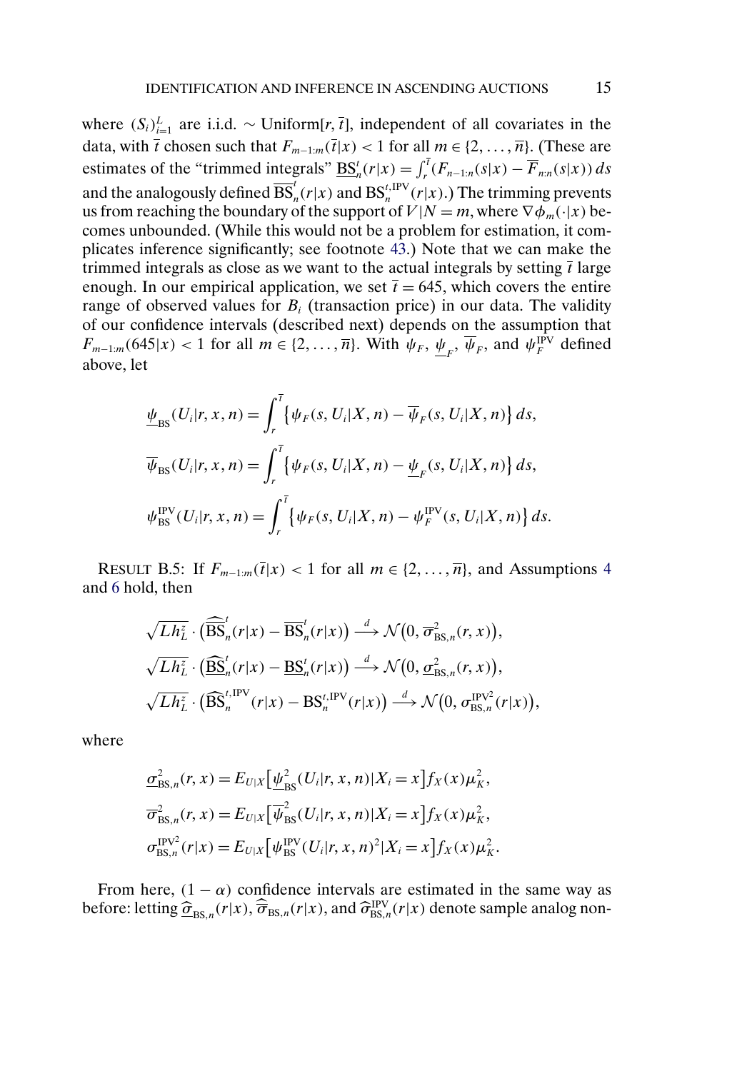where $(S_i)_{i=1}^L$ are i.i.d. $\sim$ Uniform$[r, \bar{t}]$, independent of all covariates in the data, with $\bar{t}$ chosen such that $F_{m-1:m}(\bar{t}|x) < 1$ for all $m \in \{2, \dots, \bar{n}\}$. (These are estimates of the "trimmed integrals" $\underline{\mathrm{BS}}_n^t(r|x) = \int_r^{\bar{t}} (F_{n-1:n}(s|x) - \overline{F}_{n:n}(s|x))\, ds$ and the analogously defined $\overline{\mathrm{BS}}_n^t(r|x)$ and $\mathrm{BS}_n^{t,\mathrm{IPV}}(r|x)$.) The trimming prevents us from reaching the boundary of the support of $V|N = m$, where $\nabla \phi_m(\cdot|x)$ becomes unbounded. (While this would not be a problem for estimation, it complicates inference significantly; see footnote 43.) Note that we can make the trimmed integrals as close as we want to the actual integrals by setting $\bar{t}$ large enough. In our empirical application, we set $\bar{t} = 645$, which covers the entire range of observed values for $B_i$ (transaction price) in our data. The validity of our confidence intervals (described next) depends on the assumption that $F_{m-1:m}(645|x) < 1$ for all $m \in \{2, \dots, \bar{n}\}$. With $\psi_F$, $\underline{\psi}_F$, $\overline{\psi}_F$, and $\psi_F^{\mathrm{IPV}}$ defined above, let

$$\underline{\psi}_{\mathrm{BS}}(U_i|r, x, n) = \int_r^{\bar{t}} \left\{ \psi_F(s, U_i|X, n) - \overline{\psi}_F(s, U_i|X, n) \right\} ds,$$

$$\overline{\psi}_{\mathrm{BS}}(U_i|r, x, n) = \int_r^{\bar{t}} \left\{ \psi_F(s, U_i|X, n) - \underline{\psi}_F(s, U_i|X, n) \right\} ds,$$

$$\psi_{\mathrm{BS}}^{\mathrm{IPV}}(U_i|r, x, n) = \int_r^{\bar{t}} \left\{ \psi_F(s, U_i|X, n) - \psi_F^{\mathrm{IPV}}(s, U_i|X, n) \right\} ds.$$

RESULT B.5: If $F_{m-1:m}(\bar{t}|x) < 1$ for all $m \in \{2, \dots, \bar{n}\}$, and Assumptions 4 and 6 hold, then

$$\sqrt{Lh_L^z} \cdot \left( \widehat{\overline{\mathrm{BS}}}_n^t(r|x) - \overline{\mathrm{BS}}_n^t(r|x) \right) \xrightarrow{d} \mathcal{N}\left(0, \overline{\sigma}_{\mathrm{BS},n}^2(r, x)\right),$$

$$\sqrt{Lh_L^z} \cdot \left( \widehat{\underline{\mathrm{BS}}}_n^t(r|x) - \underline{\mathrm{BS}}_n^t(r|x) \right) \xrightarrow{d} \mathcal{N}\left(0, \underline{\sigma}_{\mathrm{BS},n}^2(r, x)\right),$$

$$\sqrt{Lh_L^z} \cdot \left( \widehat{\mathrm{BS}}_n^{t,\mathrm{IPV}}(r|x) - \mathrm{BS}_n^{t,\mathrm{IPV}}(r|x) \right) \xrightarrow{d} \mathcal{N}\left(0, \sigma_{\mathrm{BS},n}^{\mathrm{IPV}^2}(r|x)\right),$$

where

$$\underline{\sigma}_{\mathrm{BS},n}^2(r, x) = E_{U|X}\left[ \underline{\psi}_{\mathrm{BS}}^2(U_i|r, x, n) | X_i = x \right] f_X(x) \mu_K^2,$$

$$\overline{\sigma}_{\mathrm{BS},n}^2(r, x) = E_{U|X}\left[ \overline{\psi}_{\mathrm{BS}}^2(U_i|r, x, n) | X_i = x \right] f_X(x) \mu_K^2,$$

$$\sigma_{\mathrm{BS},n}^{\mathrm{IPV}^2}(r|x) = E_{U|X}\left[ \psi_{\mathrm{BS}}^{\mathrm{IPV}}(U_i|r, x, n)^2 | X_i = x \right] f_X(x) \mu_K^2.$$

From here, $(1-\alpha)$ confidence intervals are estimated in the same way as before: letting $\widehat{\underline{\sigma}}_{\mathrm{BS},n}(r|x)$, $\widehat{\overline{\sigma}}_{\mathrm{BS},n}(r|x)$, and $\widehat{\sigma}_{\mathrm{BS},n}^{\mathrm{IPV}}(r|x)$ denote sample analog non-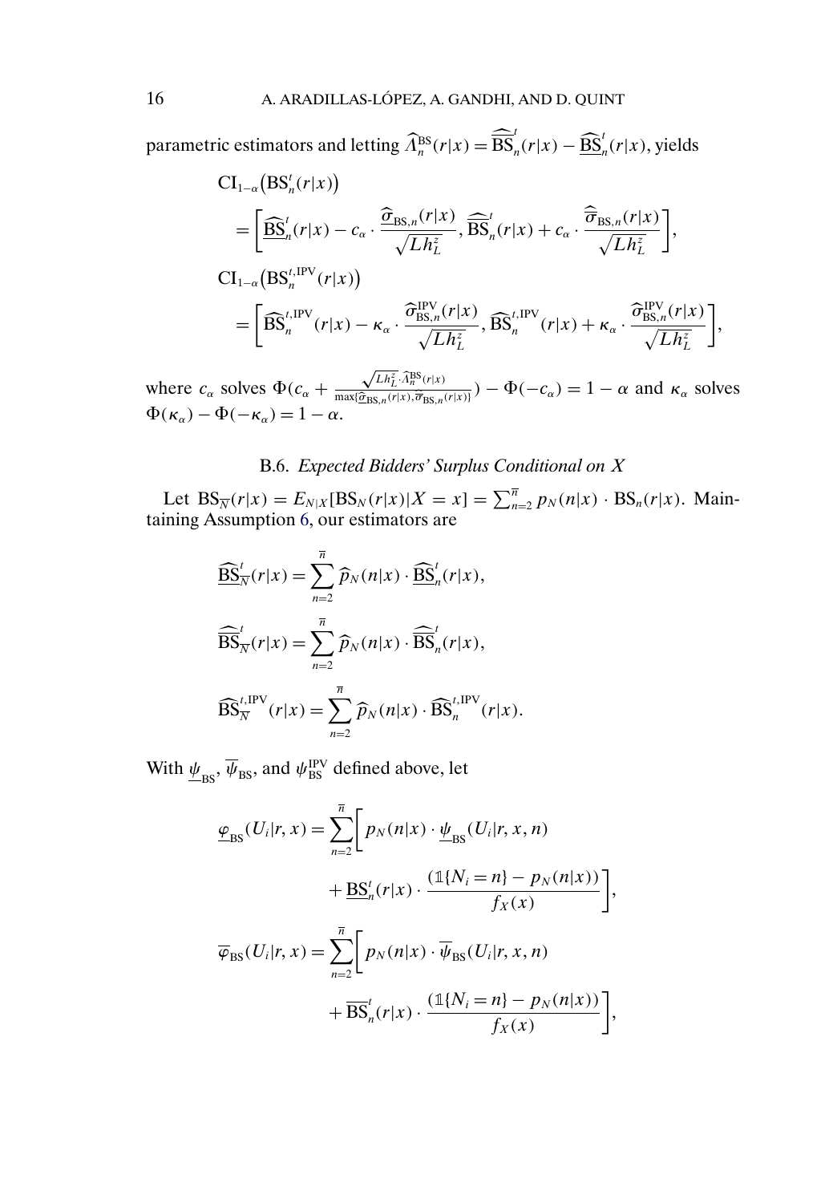parametric estimators and letting $\widehat{\Lambda}_n^{\mathrm{BS}}(r|x) = \widehat{\overline{\mathrm{BS}}}_n^{\iota}(r|x) - \widehat{\underline{\mathrm{BS}}}_n^{\iota}(r|x)$, yields

$$
\begin{aligned}
&\mathrm{CI}_{1-\alpha}\big(\mathrm{BS}_n^{\iota}(r|x)\big) \\
&\quad = \left[\widehat{\underline{\mathrm{BS}}}_n^{\iota}(r|x) - c_\alpha \cdot \frac{\widehat{\underline{\sigma}}_{\mathrm{BS},n}(r|x)}{\sqrt{Lh_L^z}}, \widehat{\overline{\mathrm{BS}}}_n^{\iota}(r|x) + c_\alpha \cdot \frac{\widehat{\overline{\sigma}}_{\mathrm{BS},n}(r|x)}{\sqrt{Lh_L^z}}\right], \\
&\mathrm{CI}_{1-\alpha}\big(\mathrm{BS}_n^{\iota,\mathrm{IPV}}(r|x)\big) \\
&\quad = \left[\widehat{\mathrm{BS}}_n^{\iota,\mathrm{IPV}}(r|x) - \kappa_\alpha \cdot \frac{\widehat{\sigma}_{\mathrm{BS},n}^{\mathrm{IPV}}(r|x)}{\sqrt{Lh_L^z}}, \widehat{\mathrm{BS}}_n^{\iota,\mathrm{IPV}}(r|x) + \kappa_\alpha \cdot \frac{\widehat{\sigma}_{\mathrm{BS},n}^{\mathrm{IPV}}(r|x)}{\sqrt{Lh_L^z}}\right],
\end{aligned}
$$

where $c_\alpha$ solves $\Phi\big(c_\alpha + \frac{\sqrt{Lh_L^z}\cdot\widehat{\Lambda}_n^{\mathrm{BS}}(r|x)}{\max\{\widehat{\underline{\sigma}}_{\mathrm{BS},n}(r|x), \widehat{\overline{\sigma}}_{\mathrm{BS},n}(r|x)\}}\big) - \Phi(-c_\alpha) = 1-\alpha$ and $\kappa_\alpha$ solves $\Phi(\kappa_\alpha) - \Phi(-\kappa_\alpha) = 1-\alpha$.

### B.6. *Expected Bidders' Surplus Conditional on X*

Let $\mathrm{BS}_{\overline{N}}(r|x) = E_{N|X}[\mathrm{BS}_N(r|x)|X=x] = \sum_{n=2}^{\overline{n}} p_N(n|x)\cdot \mathrm{BS}_n(r|x)$. Maintaining Assumption 6, our estimators are

$$
\begin{aligned}
\widehat{\underline{\mathrm{BS}}}_{\overline{N}}^{\iota}(r|x) &= \sum_{n=2}^{\overline{n}} \widehat{p}_N(n|x)\cdot \widehat{\underline{\mathrm{BS}}}_n^{\iota}(r|x), \\
\widehat{\overline{\mathrm{BS}}}_{\overline{N}}^{\iota}(r|x) &= \sum_{n=2}^{\overline{n}} \widehat{p}_N(n|x)\cdot \widehat{\overline{\mathrm{BS}}}_n^{\iota}(r|x), \\
\widehat{\mathrm{BS}}_{\overline{N}}^{\iota,\mathrm{IPV}}(r|x) &= \sum_{n=2}^{\overline{n}} \widehat{p}_N(n|x)\cdot \widehat{\mathrm{BS}}_n^{\iota,\mathrm{IPV}}(r|x).
\end{aligned}
$$

With $\underline{\psi}_{\mathrm{BS}}$, $\overline{\psi}_{\mathrm{BS}}$, and $\psi_{\mathrm{BS}}^{\mathrm{IPV}}$ defined above, let

$$
\begin{aligned}
\underline{\varphi}_{\mathrm{BS}}(U_i|r,x) = \sum_{n=2}^{\overline{n}} \bigg[ & p_N(n|x)\cdot \underline{\psi}_{\mathrm{BS}}(U_i|r,x,n) \\
& + \underline{\mathrm{BS}}_n^{\iota}(r|x)\cdot \frac{(\mathbb{1}\{N_i = n\} - p_N(n|x))}{f_X(x)}\bigg], \\
\overline{\varphi}_{\mathrm{BS}}(U_i|r,x) = \sum_{n=2}^{\overline{n}} \bigg[ & p_N(n|x)\cdot \overline{\psi}_{\mathrm{BS}}(U_i|r,x,n) \\
& + \overline{\mathrm{BS}}_n^{\iota}(r|x)\cdot \frac{(\mathbb{1}\{N_i = n\} - p_N(n|x))}{f_X(x)}\bigg],
\end{aligned}
$$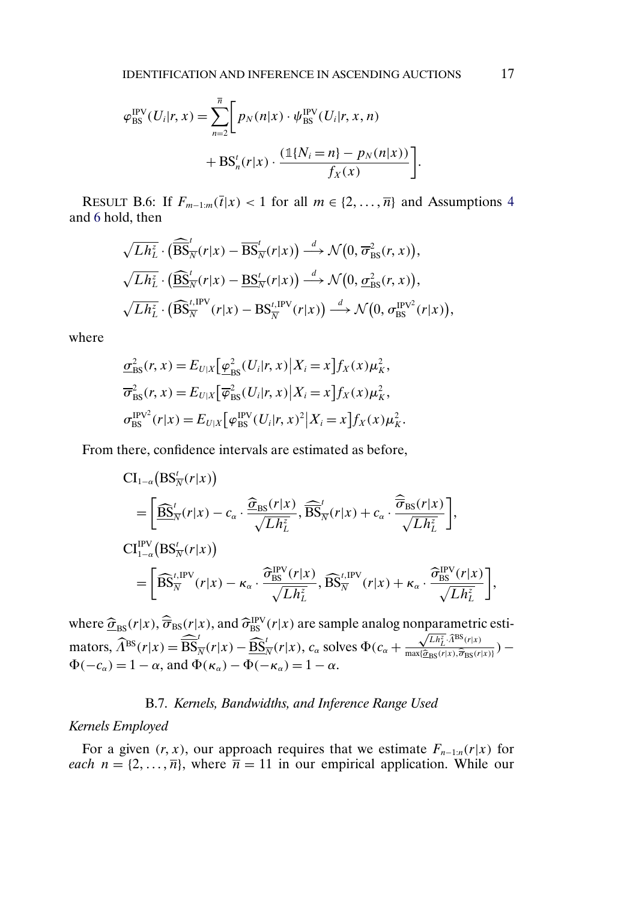$$\varphi_{\mathrm{BS}}^{\mathrm{IPV}}(U_i|r,x)=\sum_{n=2}^{\overline{n}}\bigg[p_N(n|x)\cdot\psi_{\mathrm{BS}}^{\mathrm{IPV}}(U_i|r,x,n)$$
$$+\mathrm{BS}_n^t(r|x)\cdot\frac{(\mathbb{1}\{N_i=n\}-p_N(n|x))}{f_X(x)}\bigg].$$

RESULT B.6: If $F_{m-1:m}(\overline{t}|x)<1$ for all $m\in\{2,\dots,\overline{n}\}$ and Assumptions 4 and 6 hold, then

$$\sqrt{Lh_L^z}\cdot\big(\widehat{\overline{\mathrm{BS}}}_{\overline{N}}^t(r|x)-\overline{\mathrm{BS}}_{\overline{N}}^t(r|x)\big)\xrightarrow{d}\mathcal{N}\big(0,\overline{\sigma}_{\mathrm{BS}}^2(r,x)\big),$$
$$\sqrt{Lh_L^z}\cdot\big(\widehat{\underline{\mathrm{BS}}}_{\overline{N}}^t(r|x)-\underline{\mathrm{BS}}_{\overline{N}}^t(r|x)\big)\xrightarrow{d}\mathcal{N}\big(0,\underline{\sigma}_{\mathrm{BS}}^2(r,x)\big),$$
$$\sqrt{Lh_L^z}\cdot\big(\widehat{\mathrm{BS}}_{\overline{N}}^{t,\mathrm{IPV}}(r|x)-\mathrm{BS}_{\overline{N}}^{t,\mathrm{IPV}}(r|x)\big)\xrightarrow{d}\mathcal{N}\big(0,\sigma_{\mathrm{BS}}^{\mathrm{IPV}^2}(r|x)\big),$$

where

$$\underline{\sigma}_{\mathrm{BS}}^2(r,x)=E_{U|X}\big[\underline{\varphi}_{\mathrm{BS}}^2(U_i|r,x)\big|X_i=x\big]f_X(x)\mu_K^2,$$
$$\overline{\sigma}_{\mathrm{BS}}^2(r,x)=E_{U|X}\big[\overline{\varphi}_{\mathrm{BS}}^2(U_i|r,x)\big|X_i=x\big]f_X(x)\mu_K^2,$$
$$\sigma_{\mathrm{BS}}^{\mathrm{IPV}^2}(r|x)=E_{U|X}\big[\varphi_{\mathrm{BS}}^{\mathrm{IPV}}(U_i|r,x)^2\big|X_i=x\big]f_X(x)\mu_K^2.$$

From there, confidence intervals are estimated as before,

$$\mathrm{CI}_{1-\alpha}\big(\mathrm{BS}_{\overline{N}}^t(r|x)\big)$$
$$=\left[\widehat{\underline{\mathrm{BS}}}_{\overline{N}}^t(r|x)-c_\alpha\cdot\frac{\widehat{\underline{\sigma}}_{\mathrm{BS}}(r|x)}{\sqrt{Lh_L^z}},\widehat{\overline{\mathrm{BS}}}_{\overline{N}}^t(r|x)+c_\alpha\cdot\frac{\widehat{\overline{\sigma}}_{\mathrm{BS}}(r|x)}{\sqrt{Lh_L^z}}\right],$$
$$\mathrm{CI}_{1-\alpha}^{\mathrm{IPV}}\big(\mathrm{BS}_{\overline{N}}^t(r|x)\big)$$
$$=\left[\widehat{\mathrm{BS}}_{\overline{N}}^{t,\mathrm{IPV}}(r|x)-\kappa_\alpha\cdot\frac{\widehat{\sigma}_{\mathrm{BS}}^{\mathrm{IPV}}(r|x)}{\sqrt{Lh_L^z}},\widehat{\mathrm{BS}}_{\overline{N}}^{t,\mathrm{IPV}}(r|x)+\kappa_\alpha\cdot\frac{\widehat{\sigma}_{\mathrm{BS}}^{\mathrm{IPV}}(r|x)}{\sqrt{Lh_L^z}}\right],$$

where $\widehat{\underline{\sigma}}_{\mathrm{BS}}(r|x)$, $\widehat{\overline{\sigma}}_{\mathrm{BS}}(r|x)$, and $\widehat{\sigma}_{\mathrm{BS}}^{\mathrm{IPV}}(r|x)$ are sample analog nonparametric estimators, $\widehat{\Lambda}^{\mathrm{BS}}(r|x)=\widehat{\overline{\mathrm{BS}}}_{\overline{N}}^t(r|x)-\widehat{\underline{\mathrm{BS}}}_{\overline{N}}^t(r|x)$, $c_\alpha$ solves $\Phi(c_\alpha+\frac{\sqrt{Lh_L^z}\cdot\widehat{\Lambda}^{\mathrm{BS}}(r|x)}{\max\{\widehat{\underline{\sigma}}_{\mathrm{BS}}(r|x),\widehat{\overline{\sigma}}_{\mathrm{BS}}(r|x)\}})-\Phi(-c_\alpha)=1-\alpha$, and $\Phi(\kappa_\alpha)-\Phi(-\kappa_\alpha)=1-\alpha$.

### B.7. *Kernels, Bandwidths, and Inference Range Used*

*Kernels Employed*

For a given $(r,x)$, our approach requires that we estimate $F_{n-1:n}(r|x)$ for *each* $n=\{2,\dots,\overline{n}\}$, where $\overline{n}=11$ in our empirical application. While our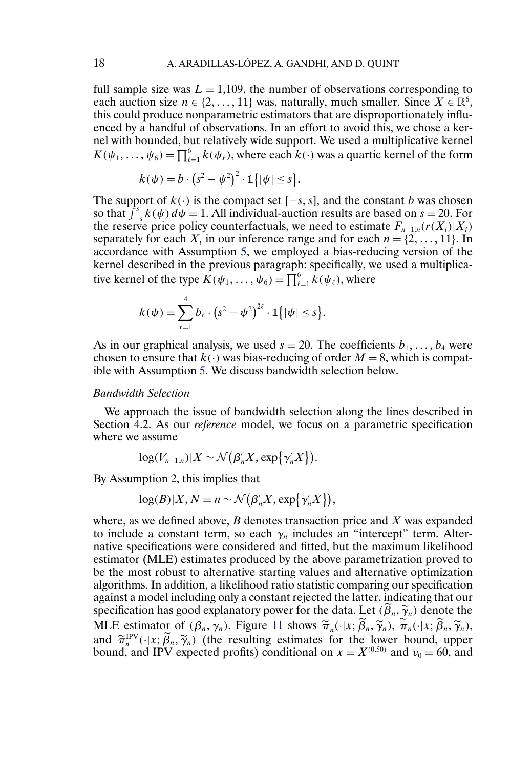full sample size was $L = 1{,}109$, the number of observations corresponding to each auction size $n \in \{2, \ldots, 11\}$ was, naturally, much smaller. Since $X \in \mathbb{R}^6$, this could produce nonparametric estimators that are disproportionately influenced by a handful of observations. In an effort to avoid this, we chose a kernel with bounded, but relatively wide support. We used a multiplicative kernel $K(\psi_1, \ldots, \psi_6) = \prod_{\ell=1}^{6} k(\psi_\ell)$, where each $k(\cdot)$ was a quartic kernel of the form

$$k(\psi) = b \cdot (s^2 - \psi^2)^2 \cdot \mathbb{1}\{|\psi| \leq s\}.$$

The support of $k(\cdot)$ is the compact set $[-s, s]$, and the constant $b$ was chosen so that $\int_{-s}^{s} k(\psi)\, d\psi = 1$. All individual-auction results are based on $s = 20$. For the reserve price policy counterfactuals, we need to estimate $F_{n-1:n}(r(X_i)|X_i)$ separately for each $X_i$ in our inference range and for each $n = \{2, \ldots, 11\}$. In accordance with Assumption 5, we employed a bias-reducing version of the kernel described in the previous paragraph: specifically, we used a multiplicative kernel of the type $K(\psi_1, \ldots, \psi_6) = \prod_{\ell=1}^{6} k(\psi_\ell)$, where

$$k(\psi) = \sum_{\ell=1}^{4} b_\ell \cdot (s^2 - \psi^2)^{2\ell} \cdot \mathbb{1}\{|\psi| \leq s\}.$$

As in our graphical analysis, we used $s = 20$. The coefficients $b_1, \ldots, b_4$ were chosen to ensure that $k(\cdot)$ was bias-reducing of order $M = 8$, which is compatible with Assumption 5. We discuss bandwidth selection below.

*Bandwidth Selection*

We approach the issue of bandwidth selection along the lines described in Section 4.2. As our *reference* model, we focus on a parametric specification where we assume

$$\log(V_{n-1:n})|X \sim \mathcal{N}(\beta_n' X, \exp\{\gamma_n' X\}).$$

By Assumption 2, this implies that

$$\log(B)|X, N = n \sim \mathcal{N}(\beta_n' X, \exp\{\gamma_n' X\}),$$

where, as we defined above, $B$ denotes transaction price and $X$ was expanded to include a constant term, so each $\gamma_n$ includes an "intercept" term. Alternative specifications were considered and fitted, but the maximum likelihood estimator (MLE) estimates produced by the above parametrization proved to be the most robust to alternative starting values and alternative optimization algorithms. In addition, a likelihood ratio statistic comparing our specification against a model including only a constant rejected the latter, indicating that our specification has good explanatory power for the data. Let $(\widetilde{\beta}_n, \widetilde{\gamma}_n)$ denote the MLE estimator of $(\beta_n, \gamma_n)$. Figure 11 shows $\widetilde{\underline{\pi}}_n(\cdot|x; \widetilde{\beta}_n, \widetilde{\gamma}_n)$, $\widetilde{\overline{\pi}}_n(\cdot|x; \widetilde{\beta}_n, \widetilde{\gamma}_n)$, and $\widetilde{\pi}_n^{\text{IPV}}(\cdot|x; \widetilde{\beta}_n, \widetilde{\gamma}_n)$ (the resulting estimates for the lower bound, upper bound, and IPV expected profits) conditional on $x = X^{(0.50)}$ and $v_0 = 60$, and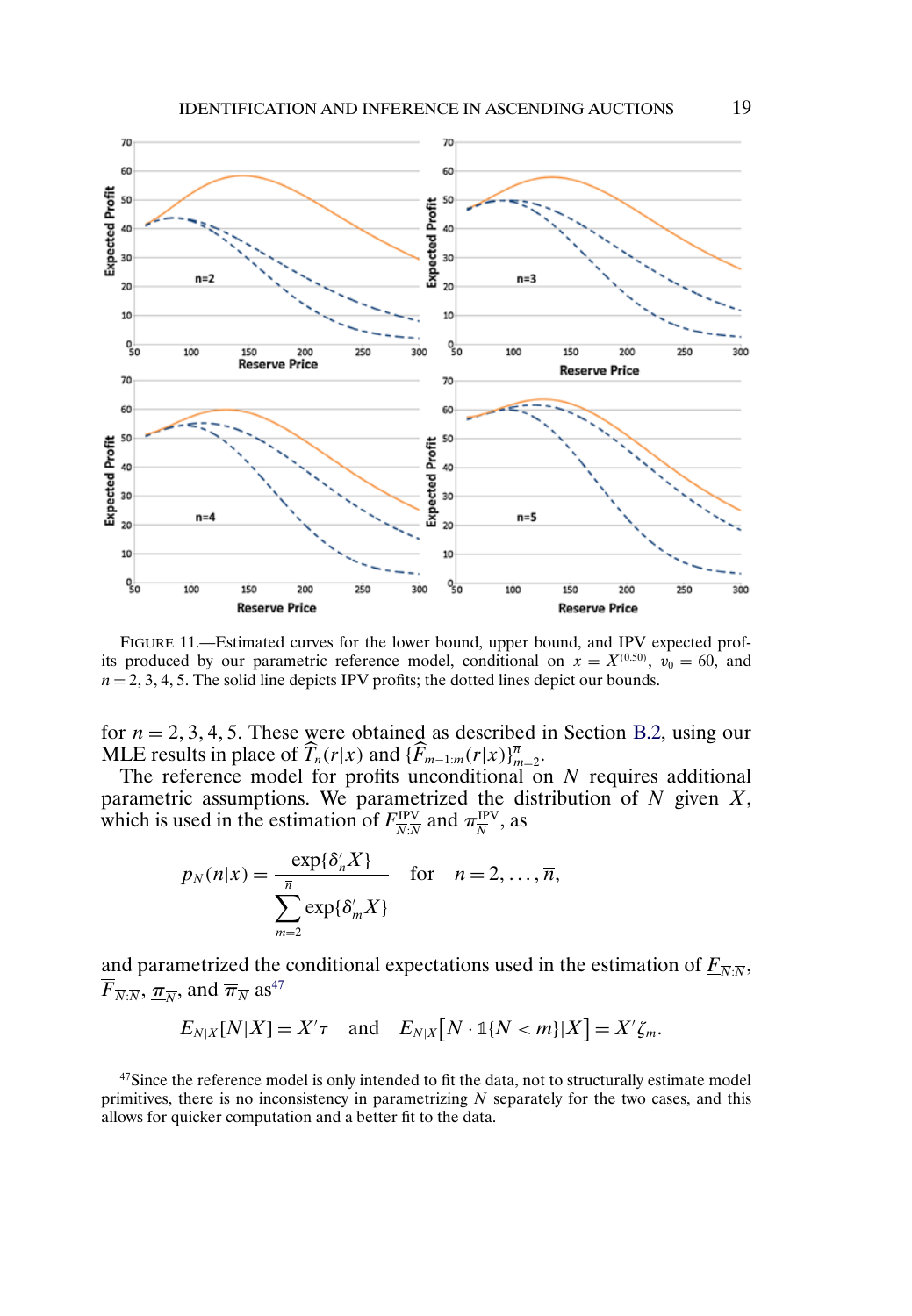FIGURE 11.—Estimated curves for the lower bound, upper bound, and IPV expected profits produced by our parametric reference model, conditional on $x = X^{(0.50)}$, $v_0 = 60$, and $n = 2, 3, 4, 5$. The solid line depicts IPV profits; the dotted lines depict our bounds.

for $n = 2, 3, 4, 5$. These were obtained as described in Section B.2, using our MLE results in place of $\widehat{T}_n(r|x)$ and $\{\widehat{F}_{m-1:m}(r|x)\}_{m=2}^{\overline{n}}$.

The reference model for profits unconditional on $N$ requires additional parametric assumptions. We parametrized the distribution of $N$ given $X$, which is used in the estimation of $F_{N:N}^{\text{IPV}}$ and $\pi_N^{\text{IPV}}$, as

$$p_N(n|x) = \frac{\exp\{\delta_n' X\}}{\sum_{m=2}^{\overline{n}} \exp\{\delta_m' X\}} \quad \text{for} \quad n = 2, \dots, \overline{n},$$

and parametrized the conditional expectations used in the estimation of $\underline{F}_{N:N}$, $\overline{F}_{N:N}$, $\underline{\pi}_N$, and $\overline{\pi}_N$ as[47]

$$E_{N|X}[N|X] = X'\tau \quad \text{and} \quad E_{N|X}\big[N \cdot \mathbb{1}\{N < m\}|X\big] = X'\zeta_m.$$

[47]Since the reference model is only intended to fit the data, not to structurally estimate model primitives, there is no inconsistency in parametrizing $N$ separately for the two cases, and this allows for quicker computation and a better fit to the data.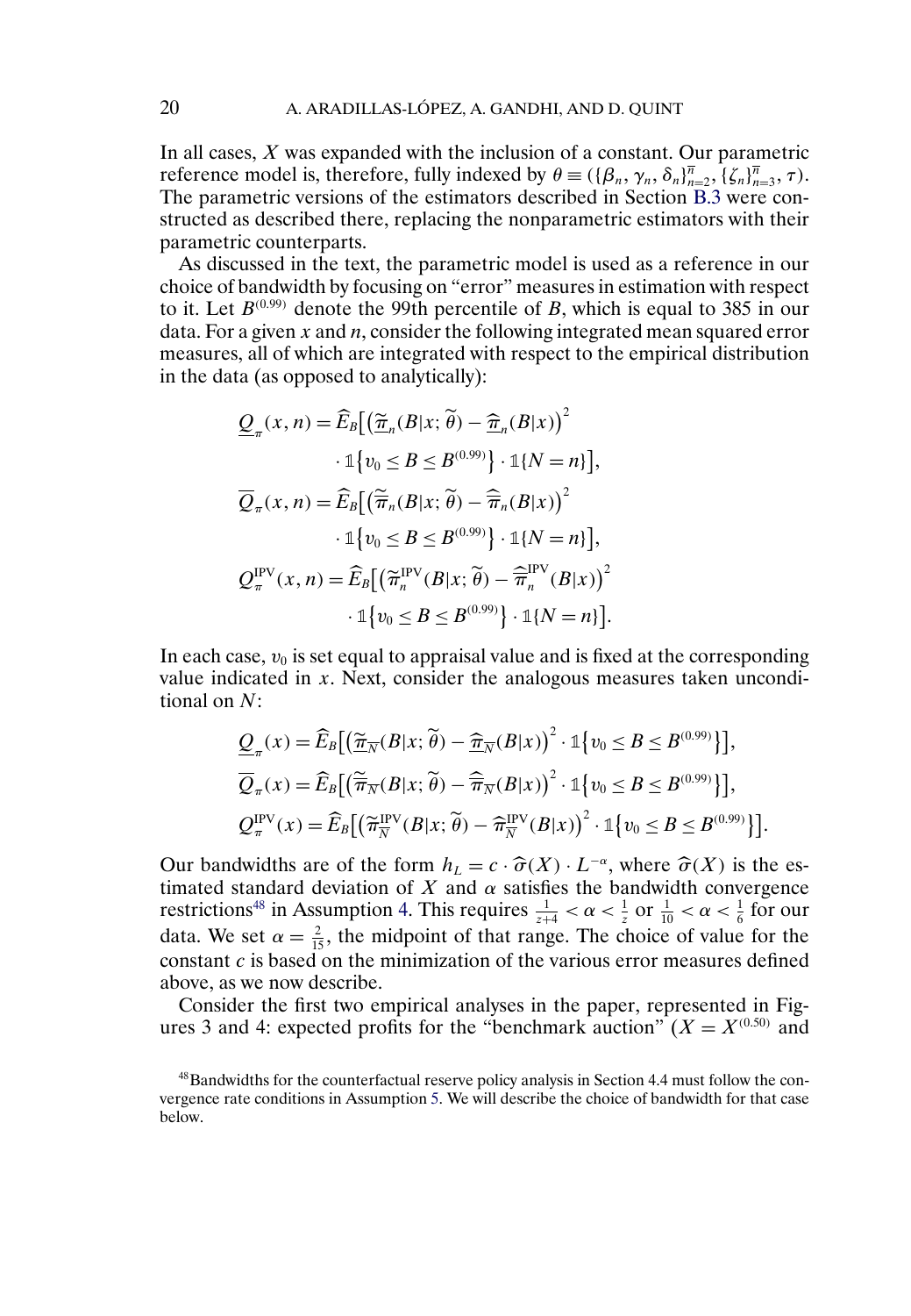In all cases, $X$ was expanded with the inclusion of a constant. Our parametric reference model is, therefore, fully indexed by $\theta \equiv (\{\beta_n, \gamma_n, \delta_n\}_{n=2}^{\overline{n}}, \{\zeta_n\}_{n=3}^{\overline{n}}, \tau)$. The parametric versions of the estimators described in Section B.3 were constructed as described there, replacing the nonparametric estimators with their parametric counterparts.

As discussed in the text, the parametric model is used as a reference in our choice of bandwidth by focusing on "error" measures in estimation with respect to it. Let $B^{(0.99)}$ denote the 99th percentile of $B$, which is equal to 385 in our data. For a given $x$ and $n$, consider the following integrated mean squared error measures, all of which are integrated with respect to the empirical distribution in the data (as opposed to analytically):

$$
\begin{aligned}
\underline{Q}_{\pi}(x,n) &= \widehat{E}_B\big[\big(\widetilde{\underline{\pi}}_n(B|x;\widetilde{\theta}) - \widehat{\underline{\pi}}_n(B|x)\big)^2 \\
&\qquad \cdot \mathbb{1}\big\{v_0 \le B \le B^{(0.99)}\big\} \cdot \mathbb{1}\{N=n\}\big], \\
\overline{Q}_{\pi}(x,n) &= \widehat{E}_B\big[\big(\widetilde{\overline{\pi}}_n(B|x;\widetilde{\theta}) - \widehat{\overline{\pi}}_n(B|x)\big)^2 \\
&\qquad \cdot \mathbb{1}\big\{v_0 \le B \le B^{(0.99)}\big\} \cdot \mathbb{1}\{N=n\}\big], \\
Q_{\pi}^{\mathrm{IPV}}(x,n) &= \widehat{E}_B\big[\big(\widetilde{\pi}_n^{\mathrm{IPV}}(B|x;\widetilde{\theta}) - \widehat{\overline{\pi}}_n^{\mathrm{IPV}}(B|x)\big)^2 \\
&\qquad \cdot \mathbb{1}\big\{v_0 \le B \le B^{(0.99)}\big\} \cdot \mathbb{1}\{N=n\}\big].
\end{aligned}
$$

In each case, $v_0$ is set equal to appraisal value and is fixed at the corresponding value indicated in $x$. Next, consider the analogous measures taken unconditional on $N$:

$$
\begin{aligned}
\underline{Q}_{\pi}(x) &= \widehat{E}_B\big[\big(\widetilde{\underline{\pi}}_{\overline{N}}(B|x;\widetilde{\theta}) - \widehat{\underline{\pi}}_{\overline{N}}(B|x)\big)^2 \cdot \mathbb{1}\big\{v_0 \le B \le B^{(0.99)}\big\}\big], \\
\overline{Q}_{\pi}(x) &= \widehat{E}_B\big[\big(\widetilde{\overline{\pi}}_{\overline{N}}(B|x;\widetilde{\theta}) - \widehat{\overline{\pi}}_{\overline{N}}(B|x)\big)^2 \cdot \mathbb{1}\big\{v_0 \le B \le B^{(0.99)}\big\}\big], \\
Q_{\pi}^{\mathrm{IPV}}(x) &= \widehat{E}_B\big[\big(\widetilde{\pi}_{\overline{N}}^{\mathrm{IPV}}(B|x;\widetilde{\theta}) - \widehat{\pi}_{\overline{N}}^{\mathrm{IPV}}(B|x)\big)^2 \cdot \mathbb{1}\big\{v_0 \le B \le B^{(0.99)}\big\}\big].
\end{aligned}
$$

Our bandwidths are of the form $h_L = c \cdot \widehat{\sigma}(X) \cdot L^{-\alpha}$, where $\widehat{\sigma}(X)$ is the estimated standard deviation of $X$ and $\alpha$ satisfies the bandwidth convergence restrictions[48] in Assumption 4. This requires $\frac{1}{z+4} < \alpha < \frac{1}{z}$ or $\frac{1}{10} < \alpha < \frac{1}{6}$ for our data. We set $\alpha = \frac{2}{15}$, the midpoint of that range. The choice of value for the constant $c$ is based on the minimization of the various error measures defined above, as we now describe.

Consider the first two empirical analyses in the paper, represented in Figures 3 and 4: expected profits for the "benchmark auction" ($X = X^{(0.50)}$ and

[48] Bandwidths for the counterfactual reserve policy analysis in Section 4.4 must follow the convergence rate conditions in Assumption 5. We will describe the choice of bandwidth for that case below.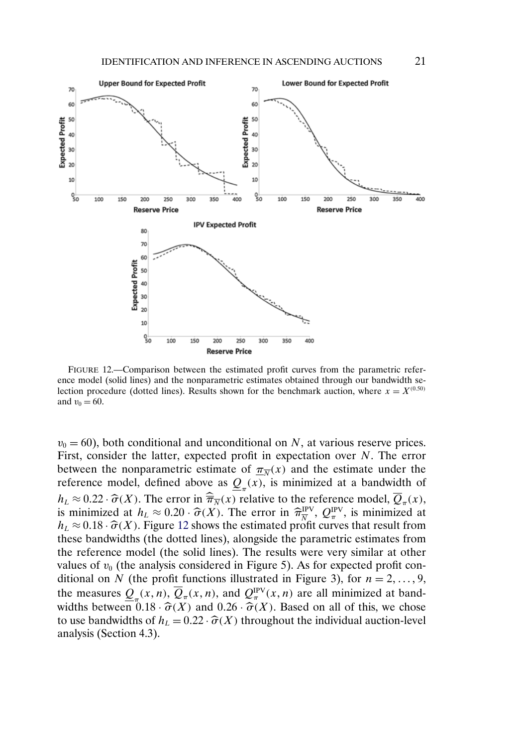FIGURE 12.—Comparison between the estimated profit curves from the parametric reference model (solid lines) and the nonparametric estimates obtained through our bandwidth selection procedure (dotted lines). Results shown for the benchmark auction, where $x = X^{(0.50)}$ and $v_0 = 60$.

$v_0 = 60$), both conditional and unconditional on $N$, at various reserve prices. First, consider the latter, expected profit in expectation over $N$. The error between the nonparametric estimate of $\underline{\pi}_{\overline{N}}(x)$ and the estimate under the reference model, defined above as $\underline{Q}_{\pi}(x)$, is minimized at a bandwidth of $h_L \approx 0.22 \cdot \widehat{\sigma}(X)$. The error in $\widehat{\overline{\pi}}_{\overline{N}}(x)$ relative to the reference model, $\overline{Q}_{\pi}(x)$, is minimized at $h_L \approx 0.20 \cdot \widehat{\sigma}(X)$. The error in $\widehat{\pi}^{\mathrm{IPV}}_{\overline{N}}$, $Q^{\mathrm{IPV}}_{\pi}$, is minimized at $h_L \approx 0.18 \cdot \widehat{\sigma}(X)$. Figure 12 shows the estimated profit curves that result from these bandwidths (the dotted lines), alongside the parametric estimates from the reference model (the solid lines). The results were very similar at other values of $v_0$ (the analysis considered in Figure 5). As for expected profit conditional on $N$ (the profit functions illustrated in Figure 3), for $n = 2, \dots, 9$, the measures $\underline{Q}_{\pi}(x, n)$, $\overline{Q}_{\pi}(x, n)$, and $Q^{\mathrm{IPV}}_{\pi}(x, n)$ are all minimized at bandwidths between $0.18 \cdot \widehat{\sigma}(X)$ and $0.26 \cdot \widehat{\sigma}(X)$. Based on all of this, we chose to use bandwidths of $h_L = 0.22 \cdot \widehat{\sigma}(X)$ throughout the individual auction-level analysis (Section 4.3).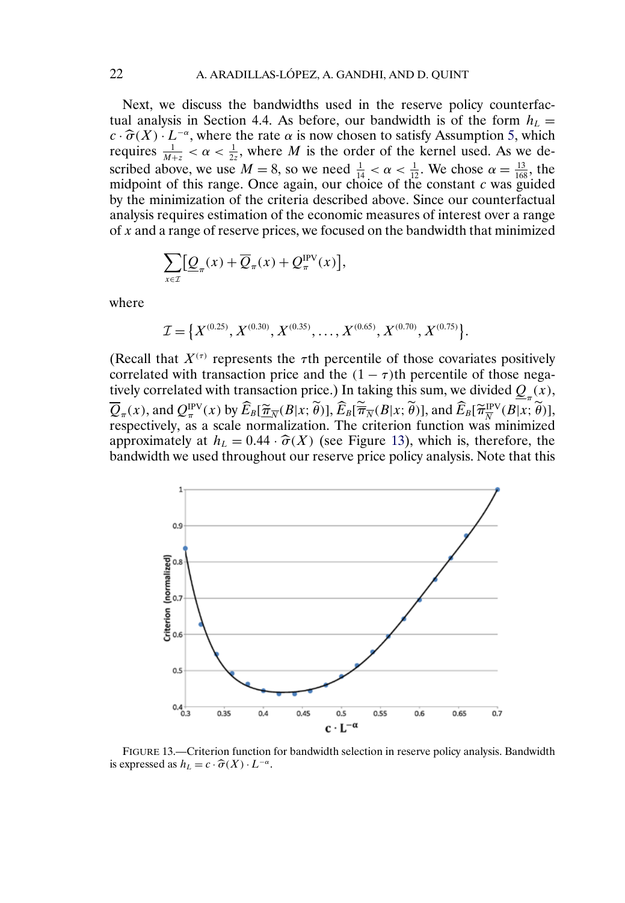Next, we discuss the bandwidths used in the reserve policy counterfactual analysis in Section 4.4. As before, our bandwidth is of the form $h_L = c \cdot \widehat{\sigma}(X) \cdot L^{-\alpha}$, where the rate $\alpha$ is now chosen to satisfy Assumption 5, which requires $\frac{1}{M+z} < \alpha < \frac{1}{2z}$, where $M$ is the order of the kernel used. As we described above, we use $M = 8$, so we need $\frac{1}{14} < \alpha < \frac{1}{12}$. We chose $\alpha = \frac{13}{168}$, the midpoint of this range. Once again, our choice of the constant $c$ was guided by the minimization of the criteria described above. Since our counterfactual analysis requires estimation of the economic measures of interest over a range of $x$ and a range of reserve prices, we focused on the bandwidth that minimized

$$\sum_{x \in \mathcal{I}} \left[ \underline{Q}_{\pi}(x) + \overline{Q}_{\pi}(x) + Q_{\pi}^{\mathrm{IPV}}(x) \right],$$

where

$$\mathcal{I} = \left\{ X^{(0.25)}, X^{(0.30)}, X^{(0.35)}, \ldots, X^{(0.65)}, X^{(0.70)}, X^{(0.75)} \right\}.$$

(Recall that $X^{(\tau)}$ represents the $\tau$th percentile of those covariates positively correlated with transaction price and the $(1-\tau)$th percentile of those negatively correlated with transaction price.) In taking this sum, we divided $\underline{Q}_{\pi}(x)$, $\overline{Q}_{\pi}(x)$, and $Q_{\pi}^{\mathrm{IPV}}(x)$ by $\widehat{E}_B[\underline{\widetilde{\pi}}_{\overline{N}}(B|x;\widetilde{\theta})]$, $\widehat{E}_B[\overline{\widetilde{\pi}}_{\overline{N}}(B|x;\widetilde{\theta})]$, and $\widehat{E}_B[\widetilde{\pi}_{\overline{N}}^{\mathrm{IPV}}(B|x;\widetilde{\theta})]$, respectively, as a scale normalization. The criterion function was minimized approximately at $h_L = 0.44 \cdot \widehat{\sigma}(X)$ (see Figure 13), which is, therefore, the bandwidth we used throughout our reserve price policy analysis. Note that this

FIGURE 13.—Criterion function for bandwidth selection in reserve policy analysis. Bandwidth is expressed as $h_L = c \cdot \widehat{\sigma}(X) \cdot L^{-\alpha}$.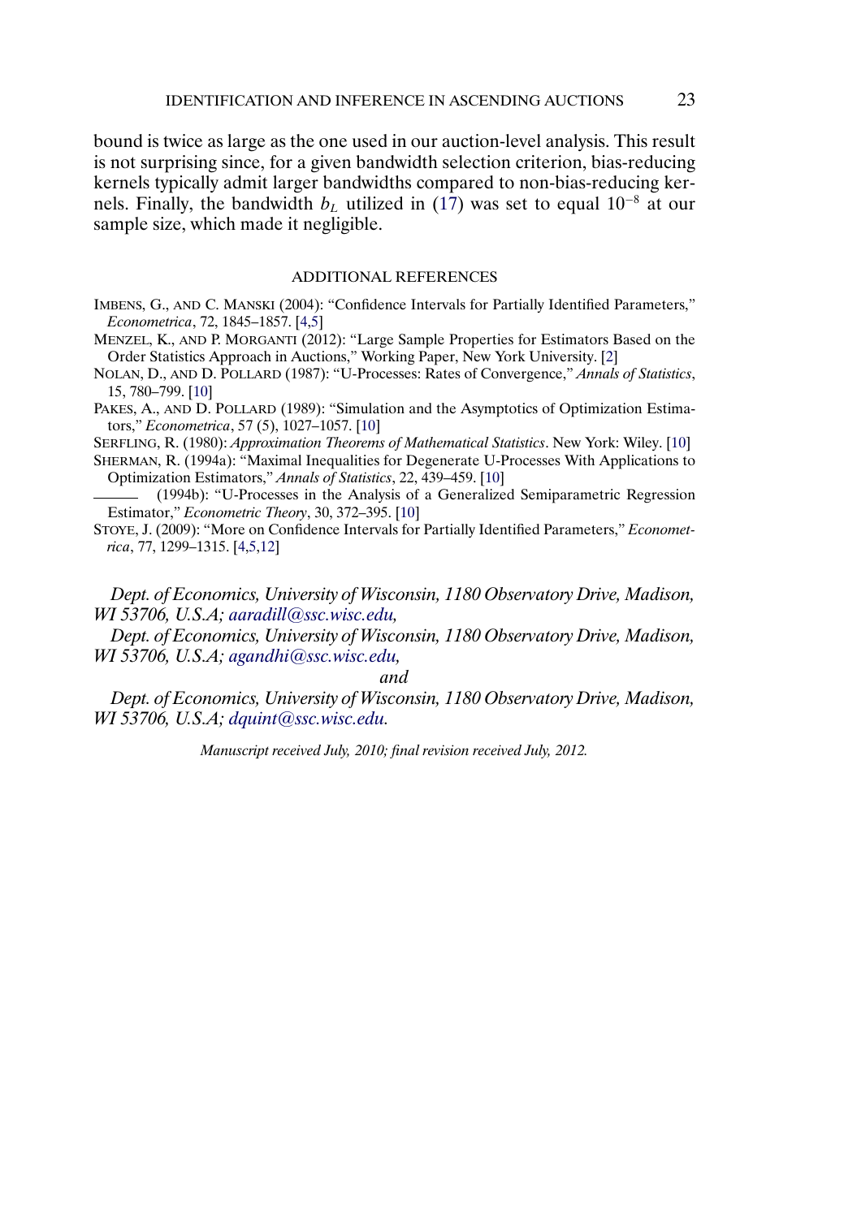bound is twice as large as the one used in our auction-level analysis. This result is not surprising since, for a given bandwidth selection criterion, bias-reducing kernels typically admit larger bandwidths compared to non-bias-reducing kernels. Finally, the bandwidth $b_L$ utilized in (17) was set to equal $10^{-8}$ at our sample size, which made it negligible.

## ADDITIONAL REFERENCES

IMBENS, G., AND C. MANSKI (2004): "Confidence Intervals for Partially Identified Parameters," *Econometrica*, 72, 1845–1857. [4,5]

MENZEL, K., AND P. MORGANTI (2012): "Large Sample Properties for Estimators Based on the Order Statistics Approach in Auctions," Working Paper, New York University. [2]

NOLAN, D., AND D. POLLARD (1987): "U-Processes: Rates of Convergence," *Annals of Statistics*, 15, 780–799. [10]

PAKES, A., AND D. POLLARD (1989): "Simulation and the Asymptotics of Optimization Estimators," *Econometrica*, 57 (5), 1027–1057. [10]

SERFLING, R. (1980): *Approximation Theorems of Mathematical Statistics*. New York: Wiley. [10]

SHERMAN, R. (1994a): "Maximal Inequalities for Degenerate U-Processes With Applications to Optimization Estimators," *Annals of Statistics*, 22, 439–459. [10]

——— (1994b): "U-Processes in the Analysis of a Generalized Semiparametric Regression Estimator," *Econometric Theory*, 30, 372–395. [10]

STOYE, J. (2009): "More on Confidence Intervals for Partially Identified Parameters," *Econometrica*, 77, 1299–1315. [4,5,12]

*Dept. of Economics, University of Wisconsin, 1180 Observatory Drive, Madison, WI 53706, U.S.A; aaradill@ssc.wisc.edu,*

*Dept. of Economics, University of Wisconsin, 1180 Observatory Drive, Madison, WI 53706, U.S.A; agandhi@ssc.wisc.edu,*

*and*

*Dept. of Economics, University of Wisconsin, 1180 Observatory Drive, Madison, WI 53706, U.S.A; dquint@ssc.wisc.edu.*

*Manuscript received July, 2010; final revision received July, 2012.*